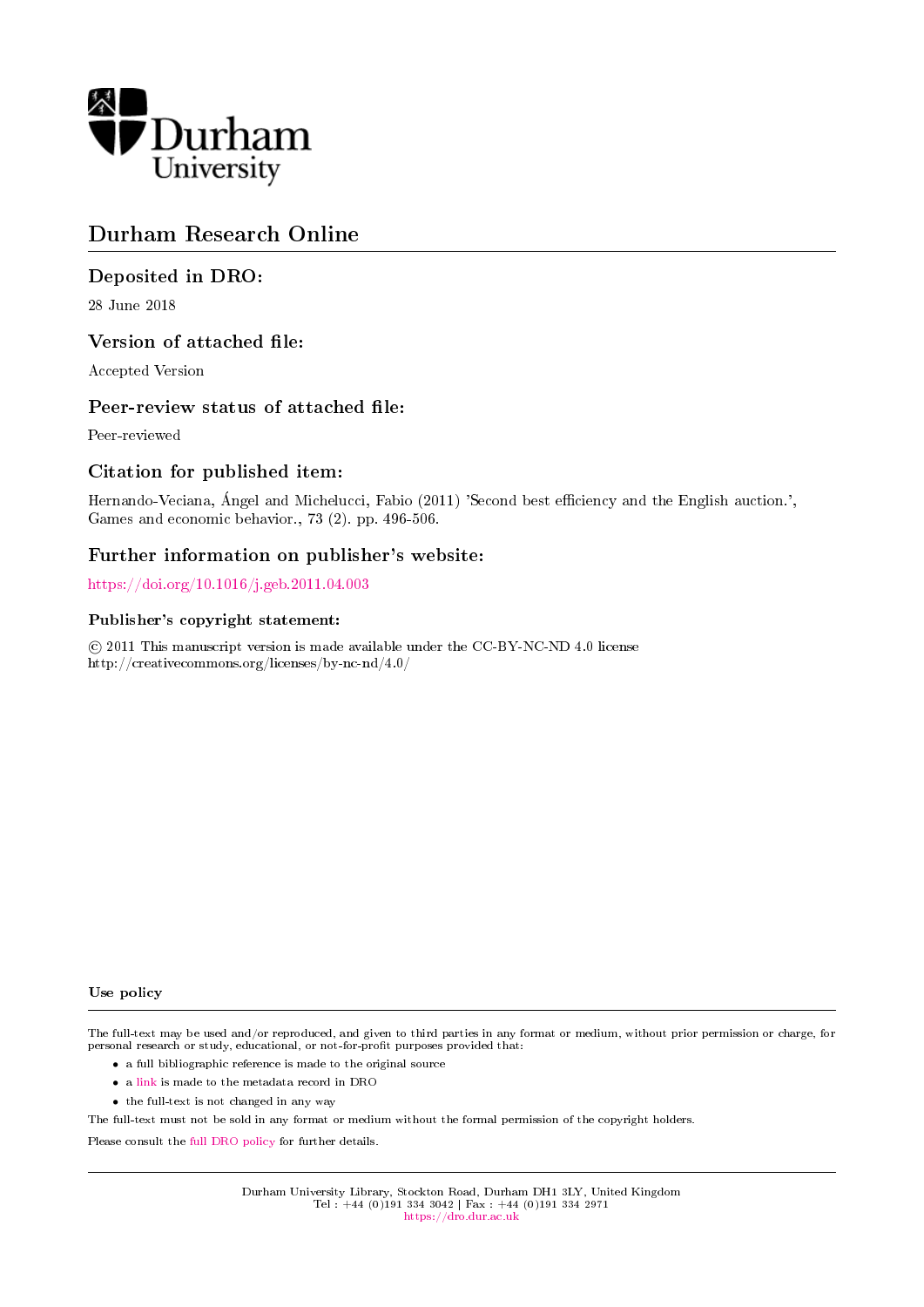Durham University

# Durham Research Online

## Deposited in DRO:

28 June 2018

## Version of attached file:

Accepted Version

## Peer-review status of attached file:

Peer-reviewed

## Citation for published item:

Hernando-Veciana, Ángel and Michelucci, Fabio (2011) 'Second best efficiency and the English auction.', Games and economic behavior., 73 (2). pp. 496-506.

## Further information on publisher's website:

https://doi.org/10.1016/j.geb.2011.04.003

### Publisher's copyright statement:

© 2011 This manuscript version is made available under the CC-BY-NC-ND 4.0 license http://creativecommons.org/licenses/by-nc-nd/4.0/

### Use policy

The full-text may be used and/or reproduced, and given to third parties in any format or medium, without prior permission or charge, for personal research or study, educational, or not-for-profit purposes provided that:

- a full bibliographic reference is made to the original source
- a link is made to the metadata record in DRO
- the full-text is not changed in any way

The full-text must not be sold in any format or medium without the formal permission of the copyright holders.

Please consult the full DRO policy for further details.

Durham University Library, Stockton Road, Durham DH1 3LY, United Kingdom
Tel : +44 (0)191 334 3042 | Fax : +44 (0)191 334 2971
https://dro.dur.ac.uk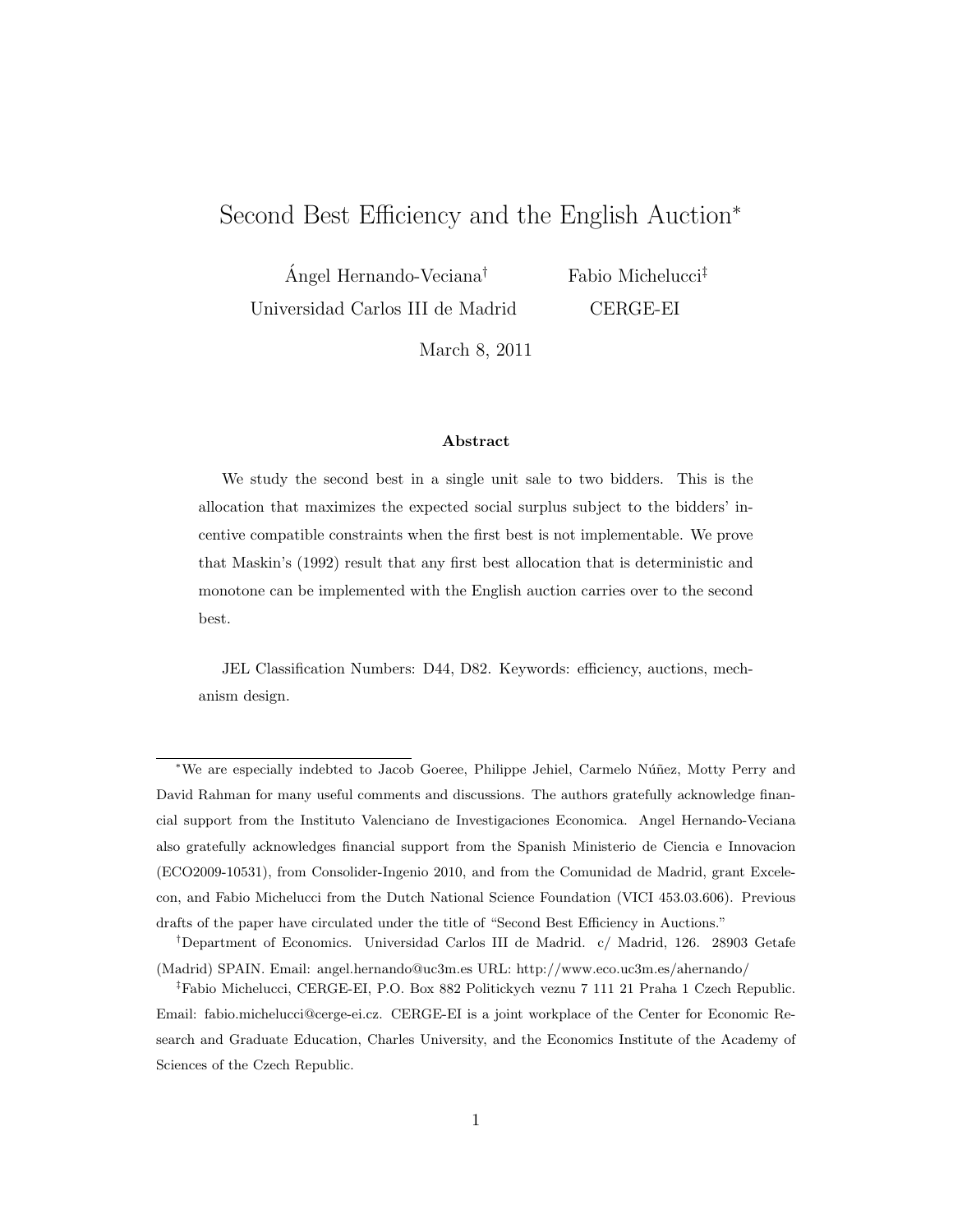# Second Best Efficiency and the English Auction*

Ángel Hernando-Veciana[†]
Universidad Carlos III de Madrid

Fabio Michelucci[‡]
CERGE-EI

March 8, 2011

**Abstract**

We study the second best in a single unit sale to two bidders. This is the allocation that maximizes the expected social surplus subject to the bidders' incentive compatible constraints when the first best is not implementable. We prove that Maskin's (1992) result that any first best allocation that is deterministic and monotone can be implemented with the English auction carries over to the second best.

JEL Classification Numbers: D44, D82. Keywords: efficiency, auctions, mechanism design.

---

*We are especially indebted to Jacob Goeree, Philippe Jehiel, Carmelo Núñez, Motty Perry and David Rahman for many useful comments and discussions. The authors gratefully acknowledge financial support from the Instituto Valenciano de Investigaciones Economica. Angel Hernando-Veciana also gratefully acknowledges financial support from the Spanish Ministerio de Ciencia e Innovacion (ECO2009-10531), from Consolider-Ingenio 2010, and from the Comunidad de Madrid, grant Excelecon, and Fabio Michelucci from the Dutch National Science Foundation (VICI 453.03.606). Previous drafts of the paper have circulated under the title of "Second Best Efficiency in Auctions."

[†]Department of Economics. Universidad Carlos III de Madrid. c/ Madrid, 126. 28903 Getafe (Madrid) SPAIN. Email: angel.hernando@uc3m.es URL: http://www.eco.uc3m.es/ahernando/

[‡]Fabio Michelucci, CERGE-EI, P.O. Box 882 Politickych veznu 7 111 21 Praha 1 Czech Republic. Email: fabio.michelucci@cerge-ei.cz. CERGE-EI is a joint workplace of the Center for Economic Research and Graduate Education, Charles University, and the Economics Institute of the Academy of Sciences of the Czech Republic.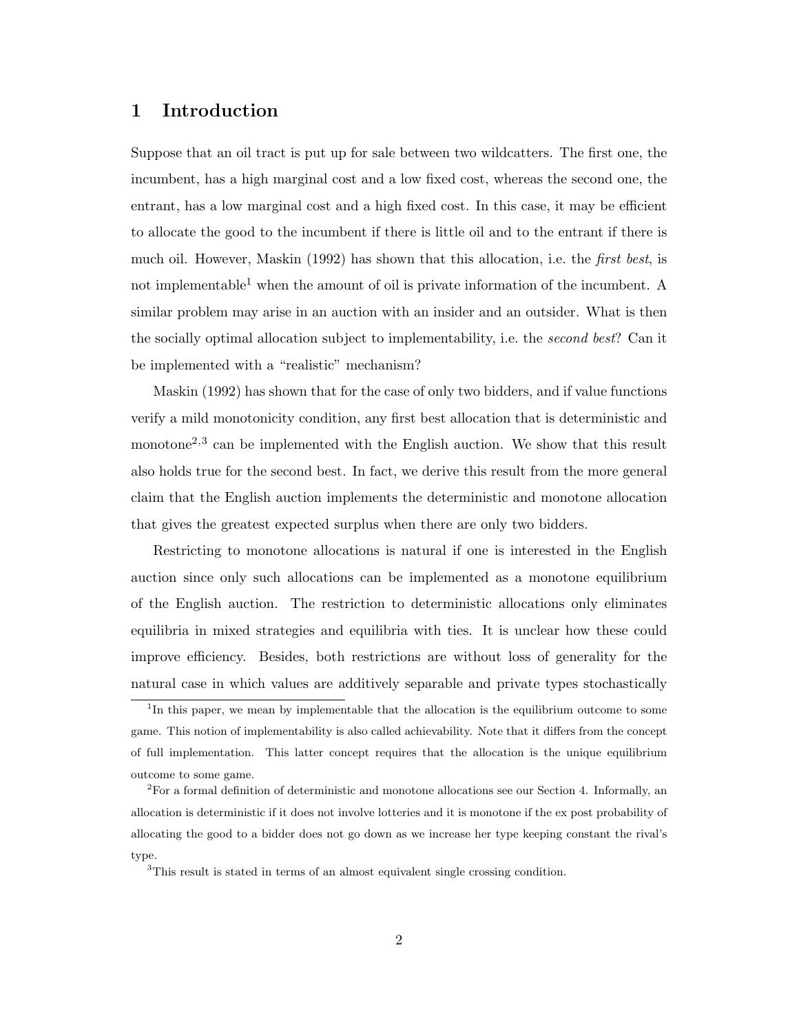# 1 Introduction

Suppose that an oil tract is put up for sale between two wildcatters. The first one, the incumbent, has a high marginal cost and a low fixed cost, whereas the second one, the entrant, has a low marginal cost and a high fixed cost. In this case, it may be efficient to allocate the good to the incumbent if there is little oil and to the entrant if there is much oil. However, Maskin (1992) has shown that this allocation, i.e. the *first best*, is not implementable[1] when the amount of oil is private information of the incumbent. A similar problem may arise in an auction with an insider and an outsider. What is then the socially optimal allocation subject to implementability, i.e. the *second best*? Can it be implemented with a "realistic" mechanism?

Maskin (1992) has shown that for the case of only two bidders, and if value functions verify a mild monotonicity condition, any first best allocation that is deterministic and monotone[2,3] can be implemented with the English auction. We show that this result also holds true for the second best. In fact, we derive this result from the more general claim that the English auction implements the deterministic and monotone allocation that gives the greatest expected surplus when there are only two bidders.

Restricting to monotone allocations is natural if one is interested in the English auction since only such allocations can be implemented as a monotone equilibrium of the English auction. The restriction to deterministic allocations only eliminates equilibria in mixed strategies and equilibria with ties. It is unclear how these could improve efficiency. Besides, both restrictions are without loss of generality for the natural case in which values are additively separable and private types stochastically

[1] In this paper, we mean by implementable that the allocation is the equilibrium outcome to some game. This notion of implementability is also called achievability. Note that it differs from the concept of full implementation. This latter concept requires that the allocation is the unique equilibrium outcome to some game.

[2] For a formal definition of deterministic and monotone allocations see our Section 4. Informally, an allocation is deterministic if it does not involve lotteries and it is monotone if the ex post probability of allocating the good to a bidder does not go down as we increase her type keeping constant the rival's type.

[3] This result is stated in terms of an almost equivalent single crossing condition.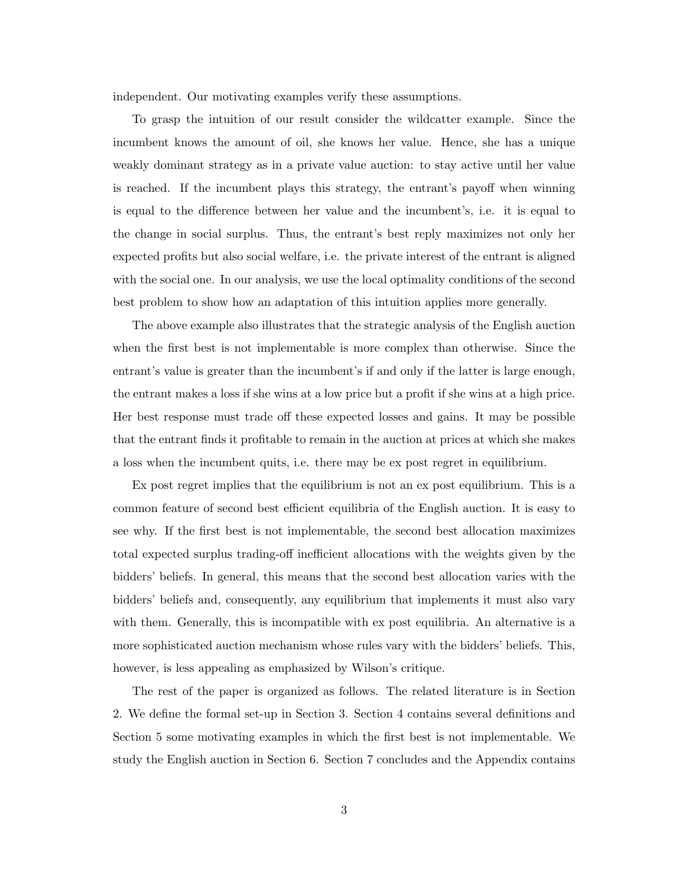independent. Our motivating examples verify these assumptions.

To grasp the intuition of our result consider the wildcatter example. Since the incumbent knows the amount of oil, she knows her value. Hence, she has a unique weakly dominant strategy as in a private value auction: to stay active until her value is reached. If the incumbent plays this strategy, the entrant's payoff when winning is equal to the difference between her value and the incumbent's, i.e. it is equal to the change in social surplus. Thus, the entrant's best reply maximizes not only her expected profits but also social welfare, i.e. the private interest of the entrant is aligned with the social one. In our analysis, we use the local optimality conditions of the second best problem to show how an adaptation of this intuition applies more generally.

The above example also illustrates that the strategic analysis of the English auction when the first best is not implementable is more complex than otherwise. Since the entrant's value is greater than the incumbent's if and only if the latter is large enough, the entrant makes a loss if she wins at a low price but a profit if she wins at a high price. Her best response must trade off these expected losses and gains. It may be possible that the entrant finds it profitable to remain in the auction at prices at which she makes a loss when the incumbent quits, i.e. there may be ex post regret in equilibrium.

Ex post regret implies that the equilibrium is not an ex post equilibrium. This is a common feature of second best efficient equilibria of the English auction. It is easy to see why. If the first best is not implementable, the second best allocation maximizes total expected surplus trading-off inefficient allocations with the weights given by the bidders' beliefs. In general, this means that the second best allocation varies with the bidders' beliefs and, consequently, any equilibrium that implements it must also vary with them. Generally, this is incompatible with ex post equilibria. An alternative is a more sophisticated auction mechanism whose rules vary with the bidders' beliefs. This, however, is less appealing as emphasized by Wilson's critique.

The rest of the paper is organized as follows. The related literature is in Section 2. We define the formal set-up in Section 3. Section 4 contains several definitions and Section 5 some motivating examples in which the first best is not implementable. We study the English auction in Section 6. Section 7 concludes and the Appendix contains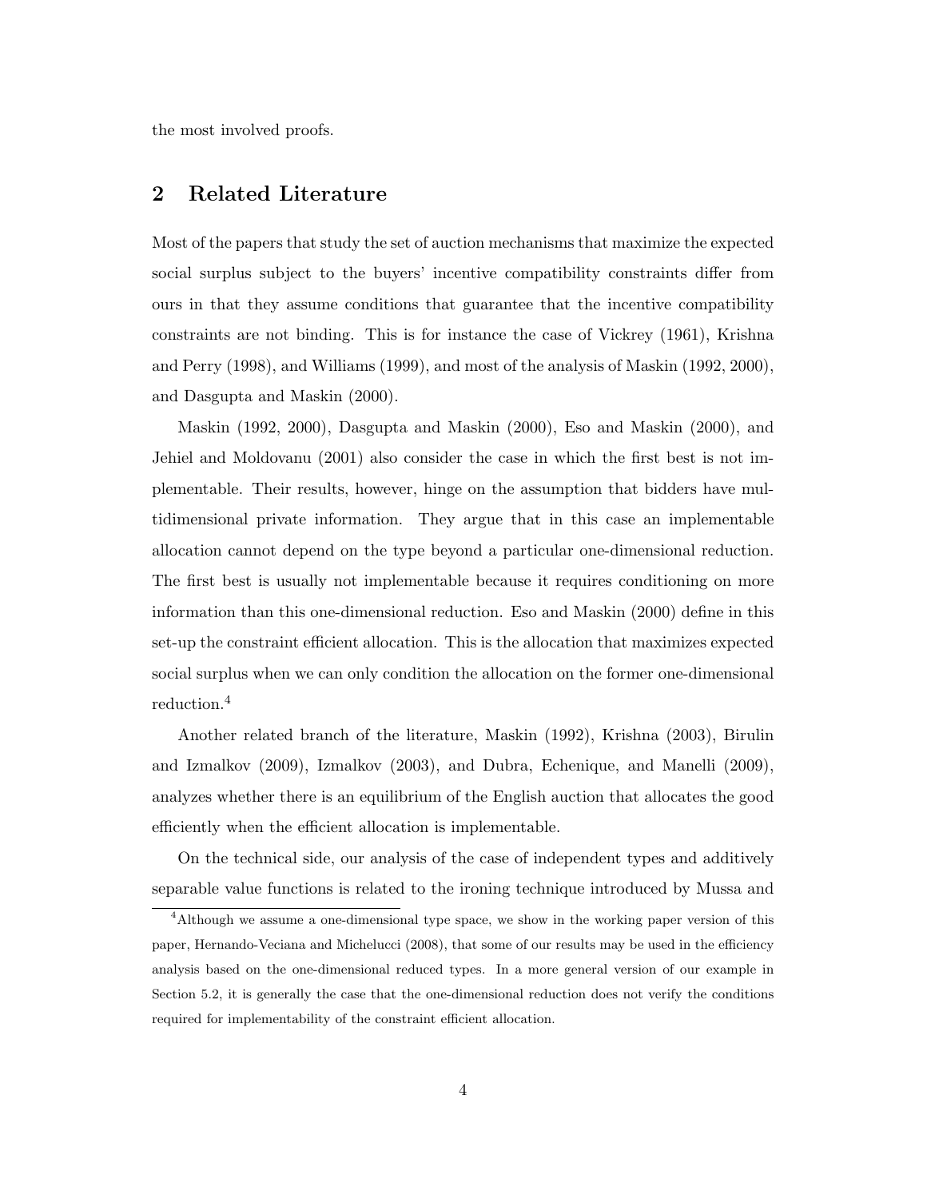the most involved proofs.

## 2 Related Literature

Most of the papers that study the set of auction mechanisms that maximize the expected social surplus subject to the buyers' incentive compatibility constraints differ from ours in that they assume conditions that guarantee that the incentive compatibility constraints are not binding. This is for instance the case of Vickrey (1961), Krishna and Perry (1998), and Williams (1999), and most of the analysis of Maskin (1992, 2000), and Dasgupta and Maskin (2000).

Maskin (1992, 2000), Dasgupta and Maskin (2000), Eso and Maskin (2000), and Jehiel and Moldovanu (2001) also consider the case in which the first best is not implementable. Their results, however, hinge on the assumption that bidders have multidimensional private information. They argue that in this case an implementable allocation cannot depend on the type beyond a particular one-dimensional reduction. The first best is usually not implementable because it requires conditioning on more information than this one-dimensional reduction. Eso and Maskin (2000) define in this set-up the constraint efficient allocation. This is the allocation that maximizes expected social surplus when we can only condition the allocation on the former one-dimensional reduction.[4]

Another related branch of the literature, Maskin (1992), Krishna (2003), Birulin and Izmalkov (2009), Izmalkov (2003), and Dubra, Echenique, and Manelli (2009), analyzes whether there is an equilibrium of the English auction that allocates the good efficiently when the efficient allocation is implementable.

On the technical side, our analysis of the case of independent types and additively separable value functions is related to the ironing technique introduced by Mussa and

[4] Although we assume a one-dimensional type space, we show in the working paper version of this paper, Hernando-Veciana and Michelucci (2008), that some of our results may be used in the efficiency analysis based on the one-dimensional reduced types. In a more general version of our example in Section 5.2, it is generally the case that the one-dimensional reduction does not verify the conditions required for implementability of the constraint efficient allocation.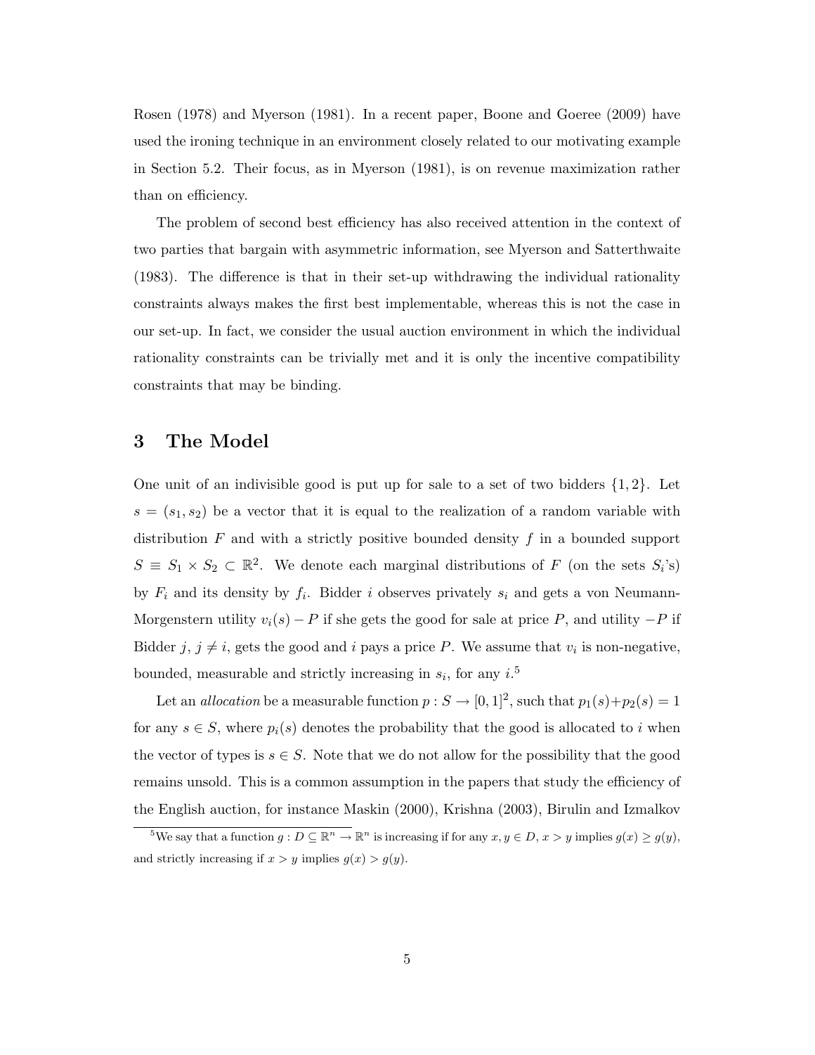Rosen (1978) and Myerson (1981). In a recent paper, Boone and Goeree (2009) have used the ironing technique in an environment closely related to our motivating example in Section 5.2. Their focus, as in Myerson (1981), is on revenue maximization rather than on efficiency.

The problem of second best efficiency has also received attention in the context of two parties that bargain with asymmetric information, see Myerson and Satterthwaite (1983). The difference is that in their set-up withdrawing the individual rationality constraints always makes the first best implementable, whereas this is not the case in our set-up. In fact, we consider the usual auction environment in which the individual rationality constraints can be trivially met and it is only the incentive compatibility constraints that may be binding.

# 3 The Model

One unit of an indivisible good is put up for sale to a set of two bidders $\{1, 2\}$. Let $s = (s_1, s_2)$ be a vector that it is equal to the realization of a random variable with distribution $F$ and with a strictly positive bounded density $f$ in a bounded support $S \equiv S_1 \times S_2 \subset \mathbb{R}^2$. We denote each marginal distributions of $F$ (on the sets $S_i$'s) by $F_i$ and its density by $f_i$. Bidder $i$ observes privately $s_i$ and gets a von Neumann-Morgenstern utility $v_i(s) - P$ if she gets the good for sale at price $P$, and utility $-P$ if Bidder $j$, $j \neq i$, gets the good and $i$ pays a price $P$. We assume that $v_i$ is non-negative, bounded, measurable and strictly increasing in $s_i$, for any $i$.[5]

Let an *allocation* be a measurable function $p : S \to [0, 1]^2$, such that $p_1(s) + p_2(s) = 1$ for any $s \in S$, where $p_i(s)$ denotes the probability that the good is allocated to $i$ when the vector of types is $s \in S$. Note that we do not allow for the possibility that the good remains unsold. This is a common assumption in the papers that study the efficiency of the English auction, for instance Maskin (2000), Krishna (2003), Birulin and Izmalkov

[5] We say that a function $g : D \subseteq \mathbb{R}^n \to \mathbb{R}^n$ is increasing if for any $x, y \in D$, $x > y$ implies $g(x) \geq g(y)$, and strictly increasing if $x > y$ implies $g(x) > g(y)$.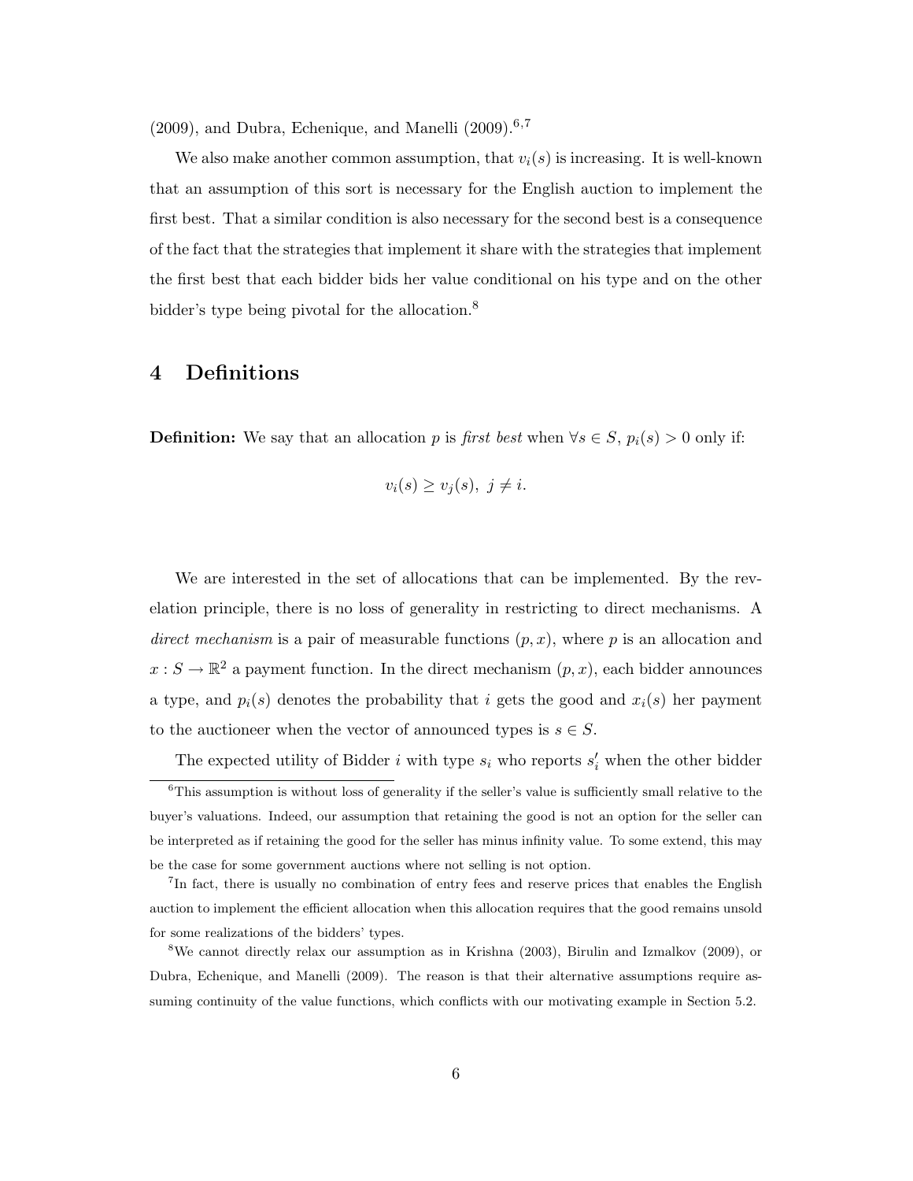(2009), and Dubra, Echenique, and Manelli (2009).[6,7]

We also make another common assumption, that $v_i(s)$ is increasing. It is well-known that an assumption of this sort is necessary for the English auction to implement the first best. That a similar condition is also necessary for the second best is a consequence of the fact that the strategies that implement it share with the strategies that implement the first best that each bidder bids her value conditional on his type and on the other bidder's type being pivotal for the allocation.[8]

# 4 Definitions

**Definition:** We say that an allocation $p$ is *first best* when $\forall s \in S$, $p_i(s) > 0$ only if:

$$v_i(s) \geq v_j(s),\ j \neq i.$$

We are interested in the set of allocations that can be implemented. By the revelation principle, there is no loss of generality in restricting to direct mechanisms. A *direct mechanism* is a pair of measurable functions $(p, x)$, where $p$ is an allocation and $x : S \to \mathbb{R}^2$ a payment function. In the direct mechanism $(p, x)$, each bidder announces a type, and $p_i(s)$ denotes the probability that $i$ gets the good and $x_i(s)$ her payment to the auctioneer when the vector of announced types is $s \in S$.

The expected utility of Bidder $i$ with type $s_i$ who reports $s_i'$ when the other bidder

---

[6] This assumption is without loss of generality if the seller's value is sufficiently small relative to the buyer's valuations. Indeed, our assumption that retaining the good is not an option for the seller can be interpreted as if retaining the good for the seller has minus infinity value. To some extend, this may be the case for some government auctions where not selling is not option.

[7] In fact, there is usually no combination of entry fees and reserve prices that enables the English auction to implement the efficient allocation when this allocation requires that the good remains unsold for some realizations of the bidders' types.

[8] We cannot directly relax our assumption as in Krishna (2003), Birulin and Izmalkov (2009), or Dubra, Echenique, and Manelli (2009). The reason is that their alternative assumptions require assuming continuity of the value functions, which conflicts with our motivating example in Section 5.2.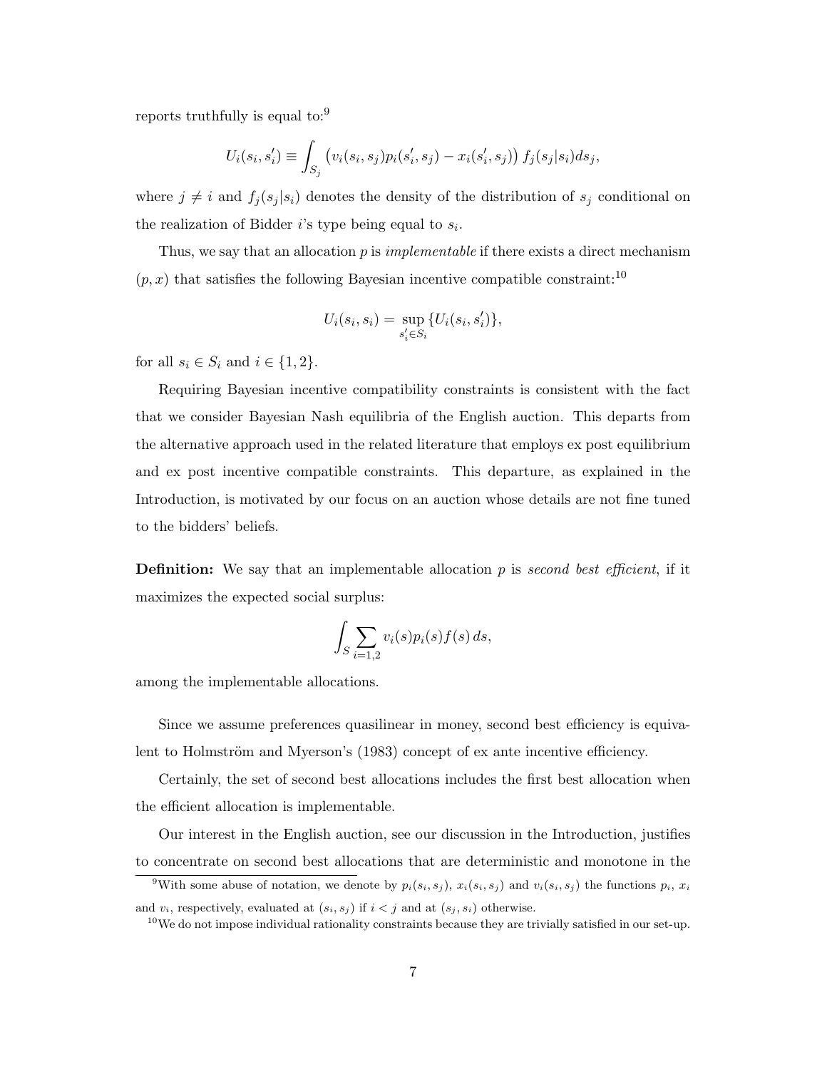reports truthfully is equal to:[9]

$$U_i(s_i, s_i') \equiv \int_{S_j} \left( v_i(s_i, s_j) p_i(s_i', s_j) - x_i(s_i', s_j) \right) f_j(s_j | s_i) ds_j,$$

where $j \neq i$ and $f_j(s_j|s_i)$ denotes the density of the distribution of $s_j$ conditional on the realization of Bidder $i$'s type being equal to $s_i$.

Thus, we say that an allocation $p$ is *implementable* if there exists a direct mechanism $(p, x)$ that satisfies the following Bayesian incentive compatible constraint:[10]

$$U_i(s_i, s_i) = \sup_{s_i' \in S_i} \{U_i(s_i, s_i')\},$$

for all $s_i \in S_i$ and $i \in \{1, 2\}$.

Requiring Bayesian incentive compatibility constraints is consistent with the fact that we consider Bayesian Nash equilibria of the English auction. This departs from the alternative approach used in the related literature that employs ex post equilibrium and ex post incentive compatible constraints. This departure, as explained in the Introduction, is motivated by our focus on an auction whose details are not fine tuned to the bidders' beliefs.

**Definition:** We say that an implementable allocation $p$ is *second best efficient*, if it maximizes the expected social surplus:

$$\int_S \sum_{i=1,2} v_i(s) p_i(s) f(s)\, ds,$$

among the implementable allocations.

Since we assume preferences quasilinear in money, second best efficiency is equivalent to Holmström and Myerson's (1983) concept of ex ante incentive efficiency.

Certainly, the set of second best allocations includes the first best allocation when the efficient allocation is implementable.

Our interest in the English auction, see our discussion in the Introduction, justifies to concentrate on second best allocations that are deterministic and monotone in the

[9] With some abuse of notation, we denote by $p_i(s_i, s_j)$, $x_i(s_i, s_j)$ and $v_i(s_i, s_j)$ the functions $p_i$, $x_i$ and $v_i$, respectively, evaluated at $(s_i, s_j)$ if $i < j$ and at $(s_j, s_i)$ otherwise.

[10] We do not impose individual rationality constraints because they are trivially satisfied in our set-up.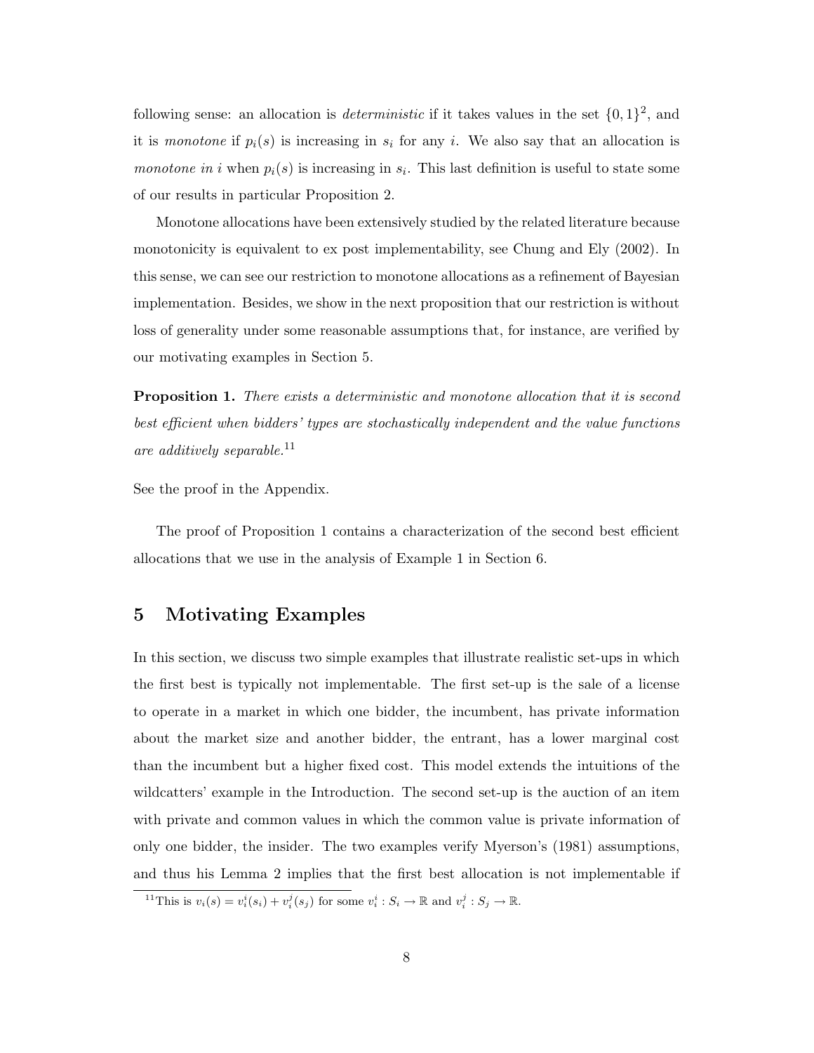following sense: an allocation is *deterministic* if it takes values in the set $\{0,1\}^2$, and it is *monotone* if $p_i(s)$ is increasing in $s_i$ for any $i$. We also say that an allocation is *monotone in i* when $p_i(s)$ is increasing in $s_i$. This last definition is useful to state some of our results in particular Proposition 2.

Monotone allocations have been extensively studied by the related literature because monotonicity is equivalent to ex post implementability, see Chung and Ely (2002). In this sense, we can see our restriction to monotone allocations as a refinement of Bayesian implementation. Besides, we show in the next proposition that our restriction is without loss of generality under some reasonable assumptions that, for instance, are verified by our motivating examples in Section 5.

**Proposition 1.** *There exists a deterministic and monotone allocation that it is second best efficient when bidders' types are stochastically independent and the value functions are additively separable.*[11]

See the proof in the Appendix.

The proof of Proposition 1 contains a characterization of the second best efficient allocations that we use in the analysis of Example 1 in Section 6.

# 5 Motivating Examples

In this section, we discuss two simple examples that illustrate realistic set-ups in which the first best is typically not implementable. The first set-up is the sale of a license to operate in a market in which one bidder, the incumbent, has private information about the market size and another bidder, the entrant, has a lower marginal cost than the incumbent but a higher fixed cost. This model extends the intuitions of the wildcatters' example in the Introduction. The second set-up is the auction of an item with private and common values in which the common value is private information of only one bidder, the insider. The two examples verify Myerson's (1981) assumptions, and thus his Lemma 2 implies that the first best allocation is not implementable if

[11] This is $v_i(s) = v_i^i(s_i) + v_i^j(s_j)$ for some $v_i^i : S_i \to \mathbb{R}$ and $v_i^j : S_j \to \mathbb{R}$.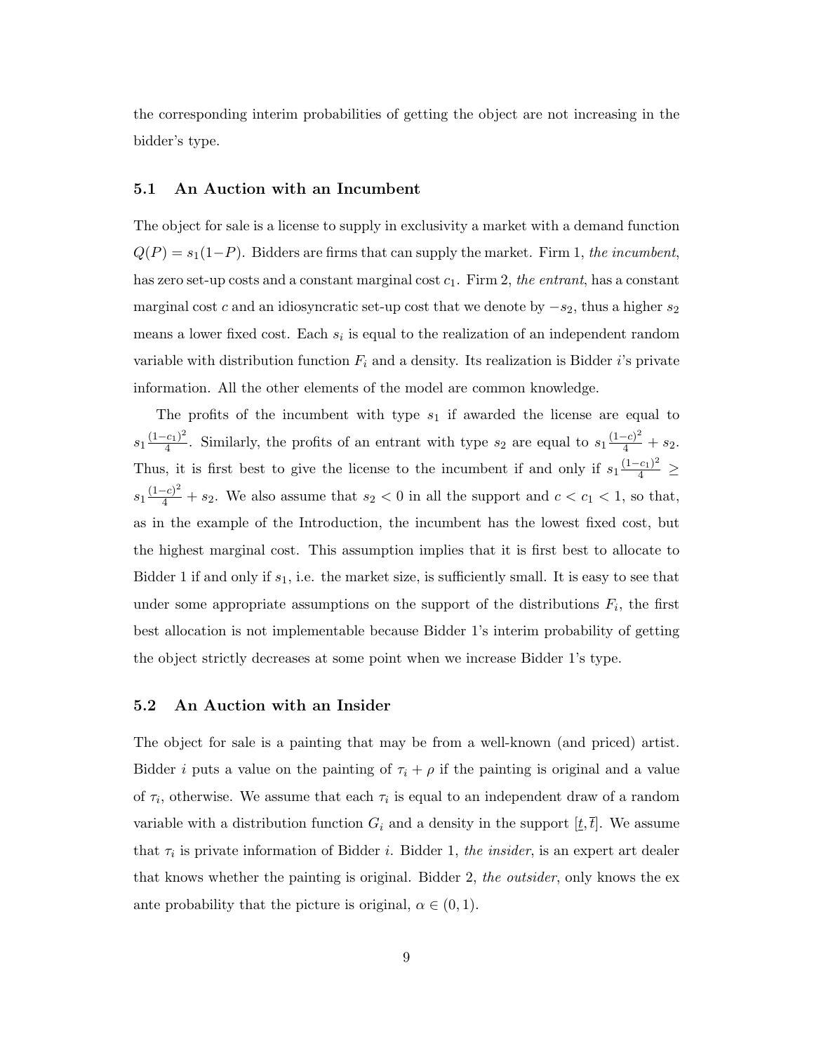the corresponding interim probabilities of getting the object are not increasing in the bidder's type.

### 5.1 An Auction with an Incumbent

The object for sale is a license to supply in exclusivity a market with a demand function $Q(P) = s_1(1-P)$. Bidders are firms that can supply the market. Firm 1, *the incumbent*, has zero set-up costs and a constant marginal cost $c_1$. Firm 2, *the entrant*, has a constant marginal cost $c$ and an idiosyncratic set-up cost that we denote by $-s_2$, thus a higher $s_2$ means a lower fixed cost. Each $s_i$ is equal to the realization of an independent random variable with distribution function $F_i$ and a density. Its realization is Bidder $i$'s private information. All the other elements of the model are common knowledge.

The profits of the incumbent with type $s_1$ if awarded the license are equal to $s_1\frac{(1-c_1)^2}{4}$. Similarly, the profits of an entrant with type $s_2$ are equal to $s_1\frac{(1-c)^2}{4} + s_2$. Thus, it is first best to give the license to the incumbent if and only if $s_1\frac{(1-c_1)^2}{4} \geq s_1\frac{(1-c)^2}{4} + s_2$. We also assume that $s_2 < 0$ in all the support and $c < c_1 < 1$, so that, as in the example of the Introduction, the incumbent has the lowest fixed cost, but the highest marginal cost. This assumption implies that it is first best to allocate to Bidder 1 if and only if $s_1$, i.e. the market size, is sufficiently small. It is easy to see that under some appropriate assumptions on the support of the distributions $F_i$, the first best allocation is not implementable because Bidder 1's interim probability of getting the object strictly decreases at some point when we increase Bidder 1's type.

### 5.2 An Auction with an Insider

The object for sale is a painting that may be from a well-known (and priced) artist. Bidder $i$ puts a value on the painting of $\tau_i + \rho$ if the painting is original and a value of $\tau_i$, otherwise. We assume that each $\tau_i$ is equal to an independent draw of a random variable with a distribution function $G_i$ and a density in the support $[\underline{t}, \overline{t}]$. We assume that $\tau_i$ is private information of Bidder $i$. Bidder 1, *the insider*, is an expert art dealer that knows whether the painting is original. Bidder 2, *the outsider*, only knows the ex ante probability that the picture is original, $\alpha \in (0, 1)$.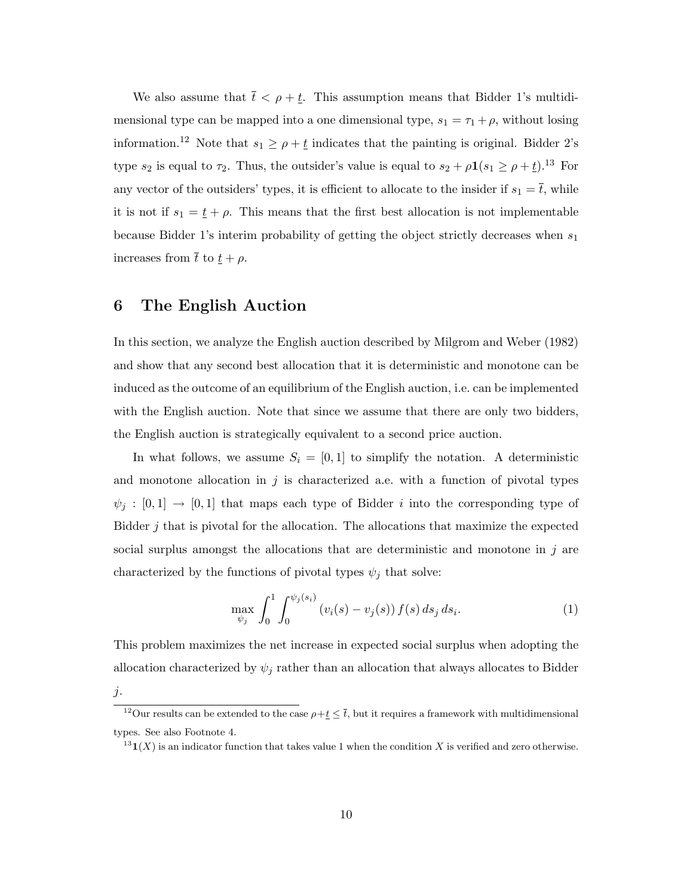We also assume that $\bar{t} < \rho + \underline{t}$. This assumption means that Bidder 1's multidimensional type can be mapped into a one dimensional type, $s_1 = \tau_1 + \rho$, without losing information.[12] Note that $s_1 \geq \rho + \underline{t}$ indicates that the painting is original. Bidder 2's type $s_2$ is equal to $\tau_2$. Thus, the outsider's value is equal to $s_2 + \rho\mathbf{1}(s_1 \geq \rho + \underline{t})$.[13] For any vector of the outsiders' types, it is efficient to allocate to the insider if $s_1 = \bar{t}$, while it is not if $s_1 = \underline{t} + \rho$. This means that the first best allocation is not implementable because Bidder 1's interim probability of getting the object strictly decreases when $s_1$ increases from $\bar{t}$ to $\underline{t} + \rho$.

# 6 The English Auction

In this section, we analyze the English auction described by Milgrom and Weber (1982) and show that any second best allocation that it is deterministic and monotone can be induced as the outcome of an equilibrium of the English auction, i.e. can be implemented with the English auction. Note that since we assume that there are only two bidders, the English auction is strategically equivalent to a second price auction.

In what follows, we assume $S_i = [0, 1]$ to simplify the notation. A deterministic and monotone allocation in $j$ is characterized a.e. with a function of pivotal types $\psi_j : [0, 1] \to [0, 1]$ that maps each type of Bidder $i$ into the corresponding type of Bidder $j$ that is pivotal for the allocation. The allocations that maximize the expected social surplus amongst the allocations that are deterministic and monotone in $j$ are characterized by the functions of pivotal types $\psi_j$ that solve:

$$\max_{\psi_j} \int_0^1 \int_0^{\psi_j(s_i)} (v_i(s) - v_j(s))\, f(s)\, ds_j\, ds_i. \tag{1}$$

This problem maximizes the net increase in expected social surplus when adopting the allocation characterized by $\psi_j$ rather than an allocation that always allocates to Bidder $j$.

[12] Our results can be extended to the case $\rho + \underline{t} \leq \bar{t}$, but it requires a framework with multidimensional types. See also Footnote 4.

[13] $\mathbf{1}(X)$ is an indicator function that takes value 1 when the condition $X$ is verified and zero otherwise.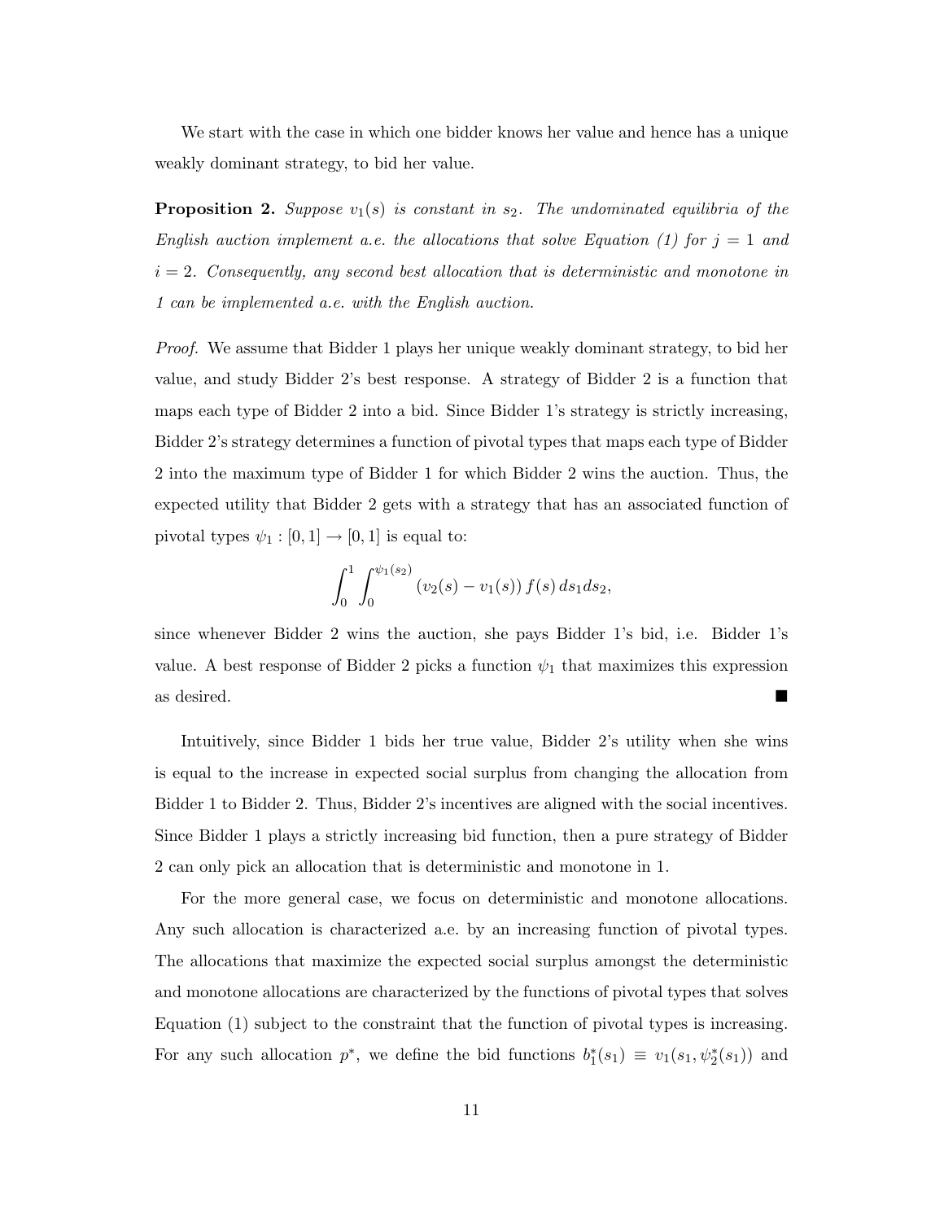We start with the case in which one bidder knows her value and hence has a unique weakly dominant strategy, to bid her value.

**Proposition 2.** *Suppose $v_1(s)$ is constant in $s_2$. The undominated equilibria of the English auction implement a.e. the allocations that solve Equation (1) for $j = 1$ and $i = 2$. Consequently, any second best allocation that is deterministic and monotone in 1 can be implemented a.e. with the English auction.*

*Proof.* We assume that Bidder 1 plays her unique weakly dominant strategy, to bid her value, and study Bidder 2's best response. A strategy of Bidder 2 is a function that maps each type of Bidder 2 into a bid. Since Bidder 1's strategy is strictly increasing, Bidder 2's strategy determines a function of pivotal types that maps each type of Bidder 2 into the maximum type of Bidder 1 for which Bidder 2 wins the auction. Thus, the expected utility that Bidder 2 gets with a strategy that has an associated function of pivotal types $\psi_1 : [0, 1] \to [0, 1]$ is equal to:

$$\int_0^1 \int_0^{\psi_1(s_2)} (v_2(s) - v_1(s))\, f(s)\, ds_1 ds_2,$$

since whenever Bidder 2 wins the auction, she pays Bidder 1's bid, i.e. Bidder 1's value. A best response of Bidder 2 picks a function $\psi_1$ that maximizes this expression as desired. ■

Intuitively, since Bidder 1 bids her true value, Bidder 2's utility when she wins is equal to the increase in expected social surplus from changing the allocation from Bidder 1 to Bidder 2. Thus, Bidder 2's incentives are aligned with the social incentives. Since Bidder 1 plays a strictly increasing bid function, then a pure strategy of Bidder 2 can only pick an allocation that is deterministic and monotone in 1.

For the more general case, we focus on deterministic and monotone allocations. Any such allocation is characterized a.e. by an increasing function of pivotal types. The allocations that maximize the expected social surplus amongst the deterministic and monotone allocations are characterized by the functions of pivotal types that solves Equation (1) subject to the constraint that the function of pivotal types is increasing. For any such allocation $p^*$, we define the bid functions $b_1^*(s_1) \equiv v_1(s_1, \psi_2^*(s_1))$ and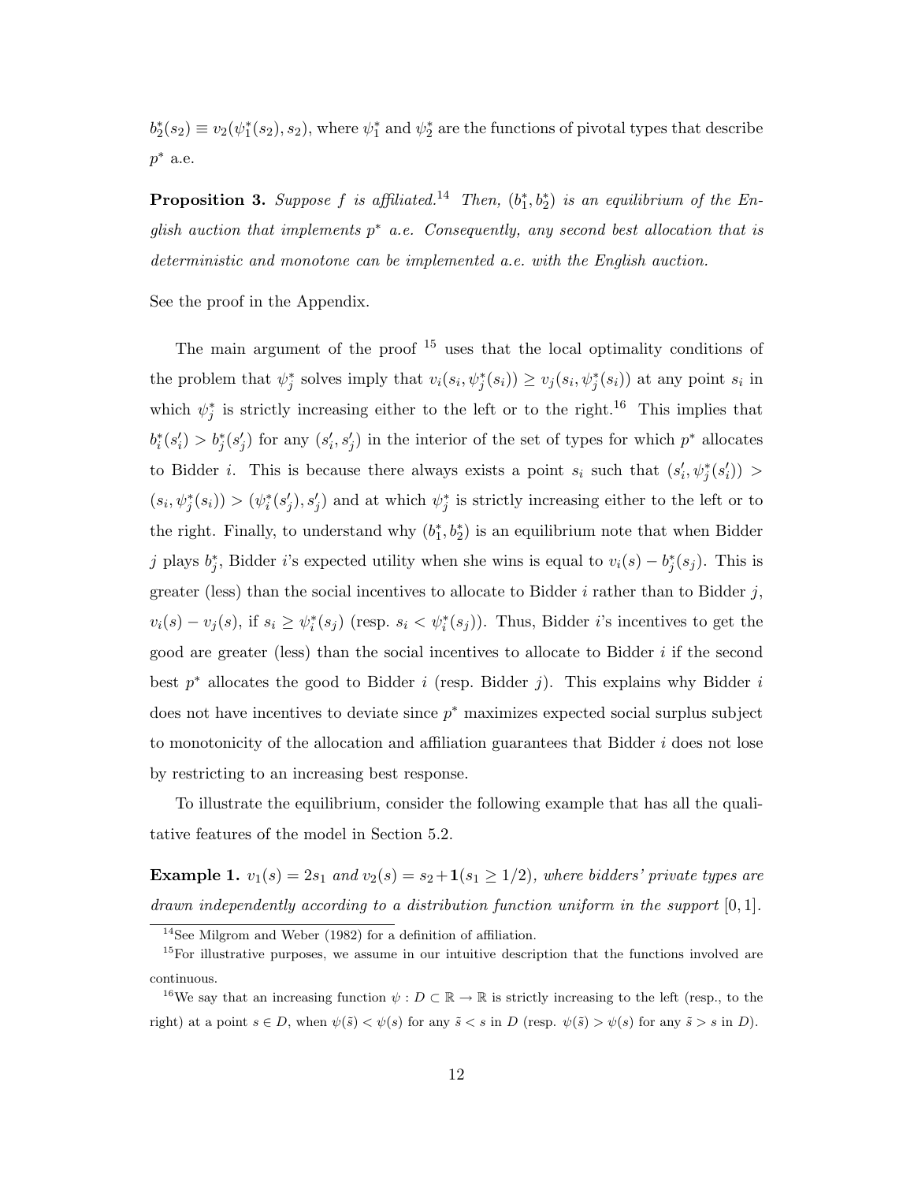$b_2^*(s_2) \equiv v_2(\psi_1^*(s_2), s_2)$, where $\psi_1^*$ and $\psi_2^*$ are the functions of pivotal types that describe $p^*$ a.e.

**Proposition 3.** *Suppose $f$ is affiliated.*[14] *Then, $(b_1^*, b_2^*)$ is an equilibrium of the English auction that implements $p^*$ a.e. Consequently, any second best allocation that is deterministic and monotone can be implemented a.e. with the English auction.*

See the proof in the Appendix.

The main argument of the proof [15] uses that the local optimality conditions of the problem that $\psi_j^*$ solves imply that $v_i(s_i, \psi_j^*(s_i)) \geq v_j(s_i, \psi_j^*(s_i))$ at any point $s_i$ in which $\psi_j^*$ is strictly increasing either to the left or to the right.[16] This implies that $b_i^*(s_i') > b_j^*(s_j')$ for any $(s_i', s_j')$ in the interior of the set of types for which $p^*$ allocates to Bidder $i$. This is because there always exists a point $s_i$ such that $(s_i', \psi_j^*(s_i')) > (s_i, \psi_j^*(s_i)) > (\psi_i^*(s_j'), s_j')$ and at which $\psi_j^*$ is strictly increasing either to the left or to the right. Finally, to understand why $(b_1^*, b_2^*)$ is an equilibrium note that when Bidder $j$ plays $b_j^*$, Bidder $i$'s expected utility when she wins is equal to $v_i(s) - b_j^*(s_j)$. This is greater (less) than the social incentives to allocate to Bidder $i$ rather than to Bidder $j$, $v_i(s) - v_j(s)$, if $s_i \geq \psi_i^*(s_j)$ (resp. $s_i < \psi_i^*(s_j)$). Thus, Bidder $i$'s incentives to get the good are greater (less) than the social incentives to allocate to Bidder $i$ if the second best $p^*$ allocates the good to Bidder $i$ (resp. Bidder $j$). This explains why Bidder $i$ does not have incentives to deviate since $p^*$ maximizes expected social surplus subject to monotonicity of the allocation and affiliation guarantees that Bidder $i$ does not lose by restricting to an increasing best response.

To illustrate the equilibrium, consider the following example that has all the qualitative features of the model in Section 5.2.

**Example 1.** *$v_1(s) = 2s_1$ and $v_2(s) = s_2 + \mathbf{1}(s_1 \geq 1/2)$, where bidders' private types are drawn independently according to a distribution function uniform in the support $[0, 1]$.*

[14] See Milgrom and Weber (1982) for a definition of affiliation.

[15] For illustrative purposes, we assume in our intuitive description that the functions involved are continuous.

[16] We say that an increasing function $\psi : D \subset \mathbb{R} \to \mathbb{R}$ is strictly increasing to the left (resp., to the right) at a point $s \in D$, when $\psi(\tilde{s}) < \psi(s)$ for any $\tilde{s} < s$ in $D$ (resp. $\psi(\tilde{s}) > \psi(s)$ for any $\tilde{s} > s$ in $D$).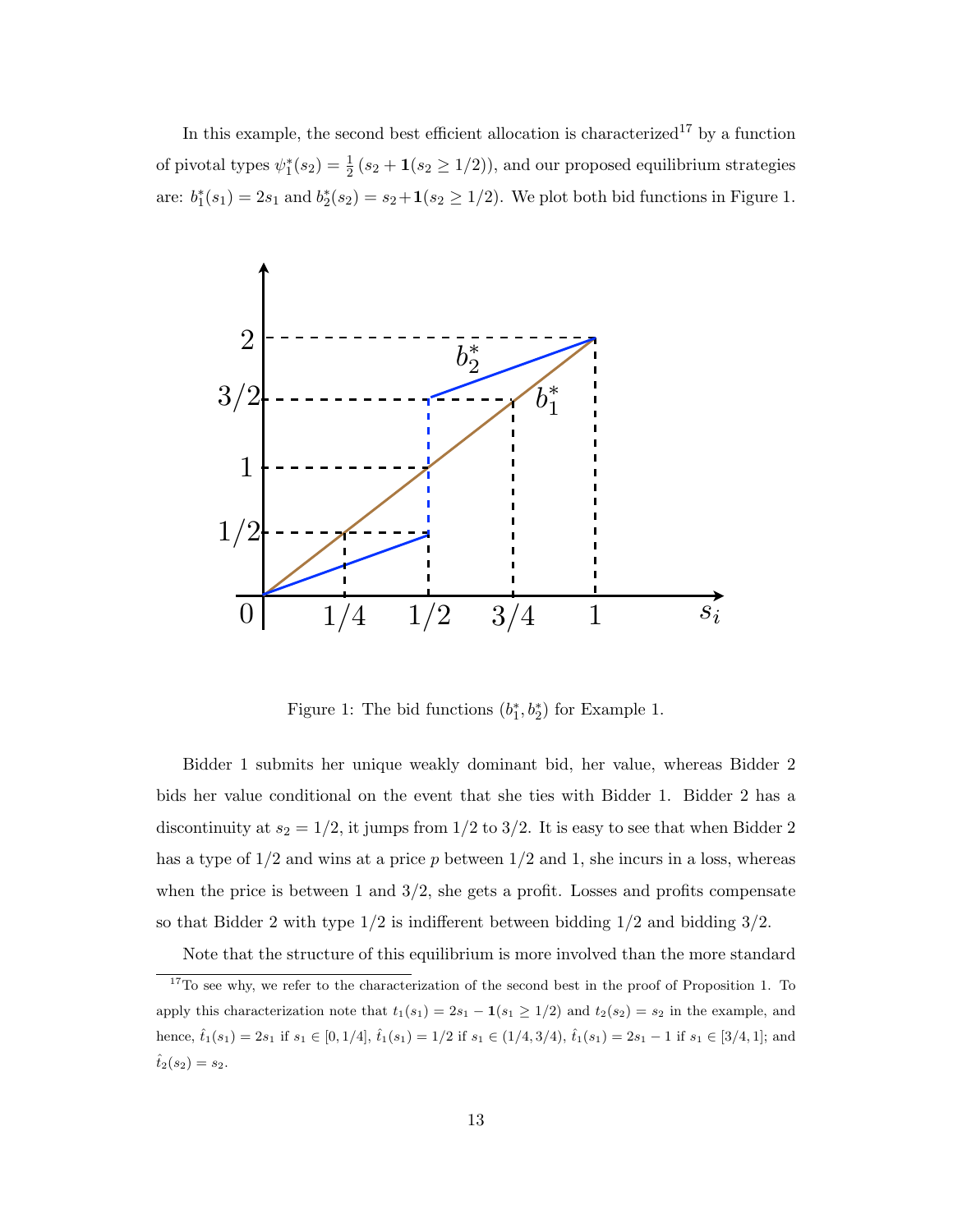In this example, the second best efficient allocation is characterized[17] by a function of pivotal types $\psi_1^*(s_2) = \frac{1}{2}(s_2 + \mathbf{1}(s_2 \geq 1/2))$, and our proposed equilibrium strategies are: $b_1^*(s_1) = 2s_1$ and $b_2^*(s_2) = s_2 + \mathbf{1}(s_2 \geq 1/2)$. We plot both bid functions in Figure 1.

Figure 1: The bid functions $(b_1^*, b_2^*)$ for Example 1.

Bidder 1 submits her unique weakly dominant bid, her value, whereas Bidder 2 bids her value conditional on the event that she ties with Bidder 1. Bidder 2 has a discontinuity at $s_2 = 1/2$, it jumps from $1/2$ to $3/2$. It is easy to see that when Bidder 2 has a type of $1/2$ and wins at a price $p$ between $1/2$ and $1$, she incurs in a loss, whereas when the price is between $1$ and $3/2$, she gets a profit. Losses and profits compensate so that Bidder 2 with type $1/2$ is indifferent between bidding $1/2$ and bidding $3/2$.

Note that the structure of this equilibrium is more involved than the more standard

[17] To see why, we refer to the characterization of the second best in the proof of Proposition 1. To apply this characterization note that $t_1(s_1) = 2s_1 - \mathbf{1}(s_1 \geq 1/2)$ and $t_2(s_2) = s_2$ in the example, and hence, $\hat{t}_1(s_1) = 2s_1$ if $s_1 \in [0, 1/4]$, $\hat{t}_1(s_1) = 1/2$ if $s_1 \in (1/4, 3/4)$, $\hat{t}_1(s_1) = 2s_1 - 1$ if $s_1 \in [3/4, 1]$; and $\hat{t}_2(s_2) = s_2$.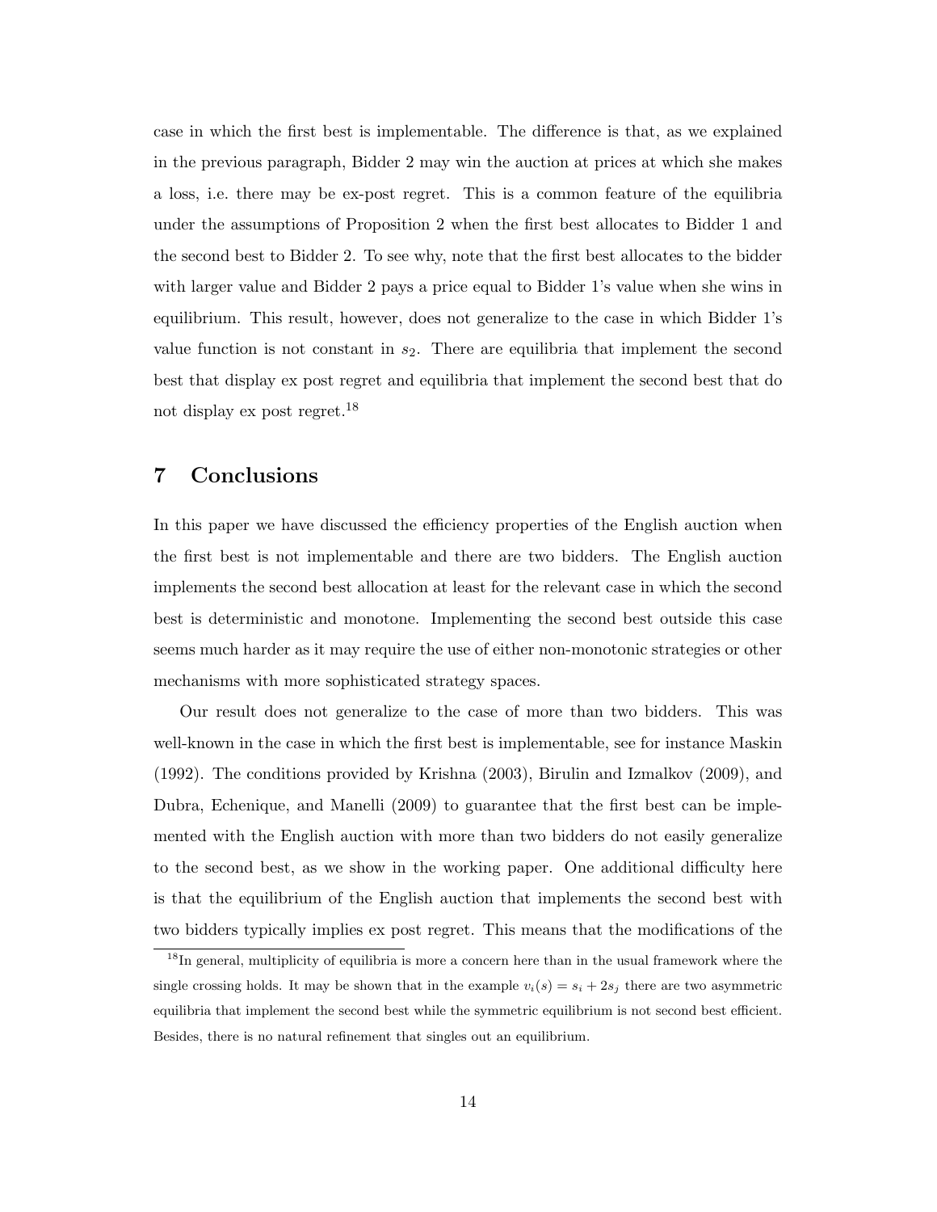case in which the first best is implementable. The difference is that, as we explained in the previous paragraph, Bidder 2 may win the auction at prices at which she makes a loss, i.e. there may be ex-post regret. This is a common feature of the equilibria under the assumptions of Proposition 2 when the first best allocates to Bidder 1 and the second best to Bidder 2. To see why, note that the first best allocates to the bidder with larger value and Bidder 2 pays a price equal to Bidder 1's value when she wins in equilibrium. This result, however, does not generalize to the case in which Bidder 1's value function is not constant in $s_2$. There are equilibria that implement the second best that display ex post regret and equilibria that implement the second best that do not display ex post regret.[18]

# 7 Conclusions

In this paper we have discussed the efficiency properties of the English auction when the first best is not implementable and there are two bidders. The English auction implements the second best allocation at least for the relevant case in which the second best is deterministic and monotone. Implementing the second best outside this case seems much harder as it may require the use of either non-monotonic strategies or other mechanisms with more sophisticated strategy spaces.

Our result does not generalize to the case of more than two bidders. This was well-known in the case in which the first best is implementable, see for instance Maskin (1992). The conditions provided by Krishna (2003), Birulin and Izmalkov (2009), and Dubra, Echenique, and Manelli (2009) to guarantee that the first best can be implemented with the English auction with more than two bidders do not easily generalize to the second best, as we show in the working paper. One additional difficulty here is that the equilibrium of the English auction that implements the second best with two bidders typically implies ex post regret. This means that the modifications of the

[18] In general, multiplicity of equilibria is more a concern here than in the usual framework where the single crossing holds. It may be shown that in the example $v_i(s) = s_i + 2s_j$ there are two asymmetric equilibria that implement the second best while the symmetric equilibrium is not second best efficient. Besides, there is no natural refinement that singles out an equilibrium.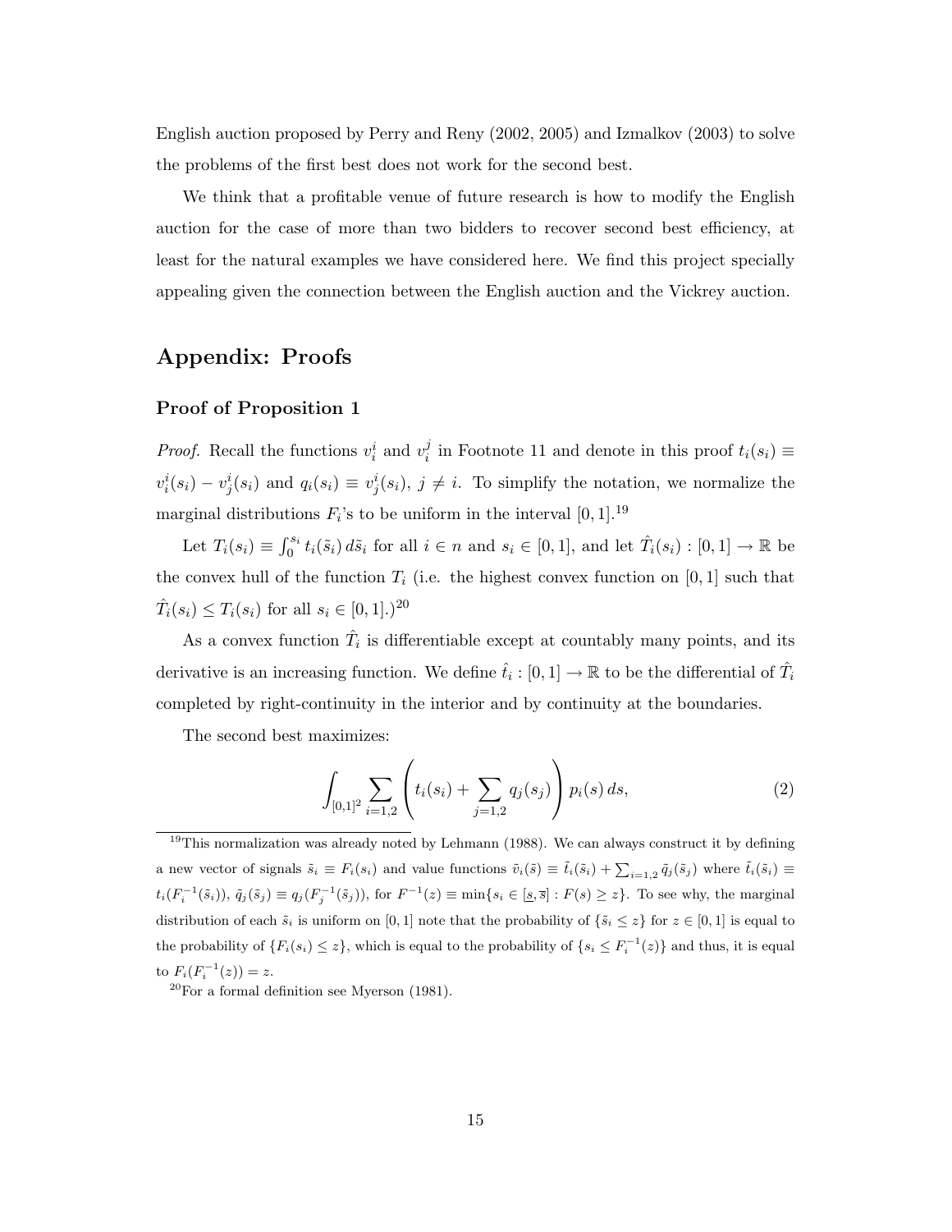English auction proposed by Perry and Reny (2002, 2005) and Izmalkov (2003) to solve the problems of the first best does not work for the second best.

We think that a profitable venue of future research is how to modify the English auction for the case of more than two bidders to recover second best efficiency, at least for the natural examples we have considered here. We find this project specially appealing given the connection between the English auction and the Vickrey auction.

## Appendix: Proofs

### Proof of Proposition 1

*Proof.* Recall the functions $v_i^i$ and $v_i^j$ in Footnote 11 and denote in this proof $t_i(s_i) \equiv v_i^i(s_i) - v_j^i(s_i)$ and $q_i(s_i) \equiv v_j^i(s_i)$, $j \neq i$. To simplify the notation, we normalize the marginal distributions $F_i$'s to be uniform in the interval $[0,1]$.[19]

Let $T_i(s_i) \equiv \int_0^{s_i} t_i(\tilde{s}_i)\, d\tilde{s}_i$ for all $i \in n$ and $s_i \in [0,1]$, and let $\hat{T}_i(s_i) : [0,1] \to \mathbb{R}$ be the convex hull of the function $T_i$ (i.e. the highest convex function on $[0,1]$ such that $\hat{T}_i(s_i) \leq T_i(s_i)$ for all $s_i \in [0,1]$.)[20]

As a convex function $\hat{T}_i$ is differentiable except at countably many points, and its derivative is an increasing function. We define $\hat{t}_i : [0,1] \to \mathbb{R}$ to be the differential of $\hat{T}_i$ completed by right-continuity in the interior and by continuity at the boundaries.

The second best maximizes:

$$\int_{[0,1]^2} \sum_{i=1,2} \left( t_i(s_i) + \sum_{j=1,2} q_j(s_j) \right) p_i(s)\, ds, \tag{2}$$

[19] This normalization was already noted by Lehmann (1988). We can always construct it by defining a new vector of signals $\tilde{s}_i \equiv F_i(s_i)$ and value functions $\tilde{v}_i(\tilde{s}) \equiv \tilde{t}_i(\tilde{s}_i) + \sum_{i=1,2} \tilde{q}_j(\tilde{s}_j)$ where $\tilde{t}_i(\tilde{s}_i) \equiv t_i(F_i^{-1}(\tilde{s}_i))$, $\tilde{q}_j(\tilde{s}_j) \equiv q_j(F_j^{-1}(\tilde{s}_j))$, for $F^{-1}(z) \equiv \min\{s_i \in [\underline{s}, \overline{s}] : F(s) \geq z\}$. To see why, the marginal distribution of each $\tilde{s}_i$ is uniform on $[0,1]$ note that the probability of $\{\tilde{s}_i \leq z\}$ for $z \in [0,1]$ is equal to the probability of $\{F_i(s_i) \leq z\}$, which is equal to the probability of $\{s_i \leq F_i^{-1}(z)\}$ and thus, it is equal to $F_i(F_i^{-1}(z)) = z$.

[20] For a formal definition see Myerson (1981).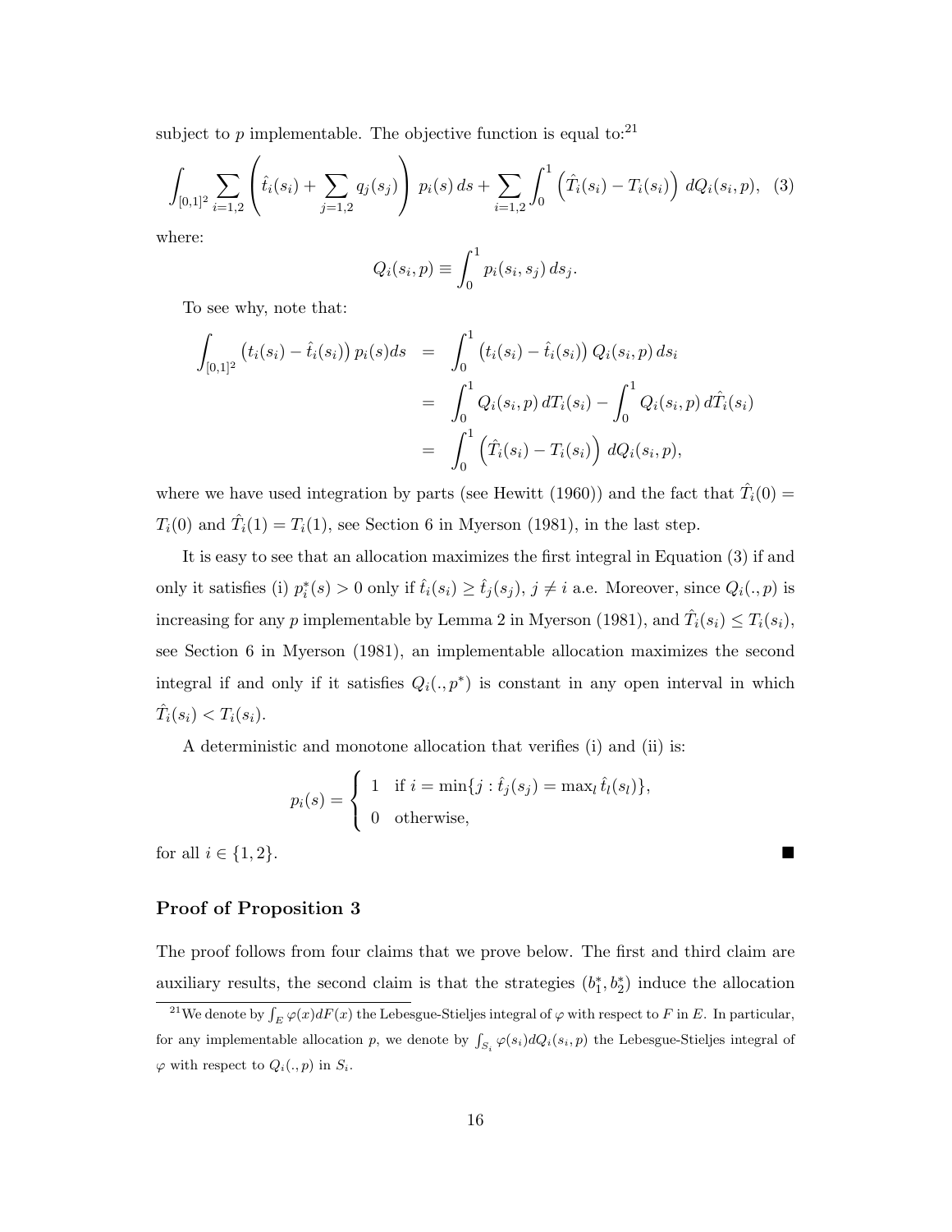subject to $p$ implementable. The objective function is equal to:[21]

$$\int_{[0,1]^2} \sum_{i=1,2} \left( \hat{t}_i(s_i) + \sum_{j=1,2} q_j(s_j) \right) \, p_i(s) \, ds + \sum_{i=1,2} \int_0^1 \left( \hat{T}_i(s_i) - T_i(s_i) \right) \, dQ_i(s_i, p), \quad (3)$$

where:

$$Q_i(s_i, p) \equiv \int_0^1 p_i(s_i, s_j) \, ds_j.$$

To see why, note that:

$$\begin{aligned}
\int_{[0,1]^2} \left(t_i(s_i) - \hat{t}_i(s_i)\right) p_i(s) ds &= \int_0^1 \left(t_i(s_i) - \hat{t}_i(s_i)\right) Q_i(s_i, p) \, ds_i \\
&= \int_0^1 Q_i(s_i, p) \, dT_i(s_i) - \int_0^1 Q_i(s_i, p) \, d\hat{T}_i(s_i) \\
&= \int_0^1 \left( \hat{T}_i(s_i) - T_i(s_i) \right) \, dQ_i(s_i, p),
\end{aligned}$$

where we have used integration by parts (see Hewitt (1960)) and the fact that $\hat{T}_i(0) = T_i(0)$ and $\hat{T}_i(1) = T_i(1)$, see Section 6 in Myerson (1981), in the last step.

It is easy to see that an allocation maximizes the first integral in Equation (3) if and only it satisfies (i) $p_i^*(s) > 0$ only if $\hat{t}_i(s_i) \geq \hat{t}_j(s_j)$, $j \neq i$ a.e. Moreover, since $Q_i(., p)$ is increasing for any $p$ implementable by Lemma 2 in Myerson (1981), and $\hat{T}_i(s_i) \leq T_i(s_i)$, see Section 6 in Myerson (1981), an implementable allocation maximizes the second integral if and only if it satisfies $Q_i(., p^*)$ is constant in any open interval in which $\hat{T}_i(s_i) < T_i(s_i)$.

A deterministic and monotone allocation that verifies (i) and (ii) is:

$$p_i(s) = \begin{cases} 1 & \text{if } i = \min\{j : \hat{t}_j(s_j) = \max_l \hat{t}_l(s_l)\}, \\ 0 & \text{otherwise,} \end{cases}$$

for all $i \in \{1, 2\}$. ■

### Proof of Proposition 3

The proof follows from four claims that we prove below. The first and third claim are auxiliary results, the second claim is that the strategies $(b_1^*, b_2^*)$ induce the allocation

[21] We denote by $\int_E \varphi(x) dF(x)$ the Lebesgue-Stieljes integral of $\varphi$ with respect to $F$ in $E$. In particular, for any implementable allocation $p$, we denote by $\int_{S_i} \varphi(s_i) dQ_i(s_i, p)$ the Lebesgue-Stieljes integral of $\varphi$ with respect to $Q_i(., p)$ in $S_i$.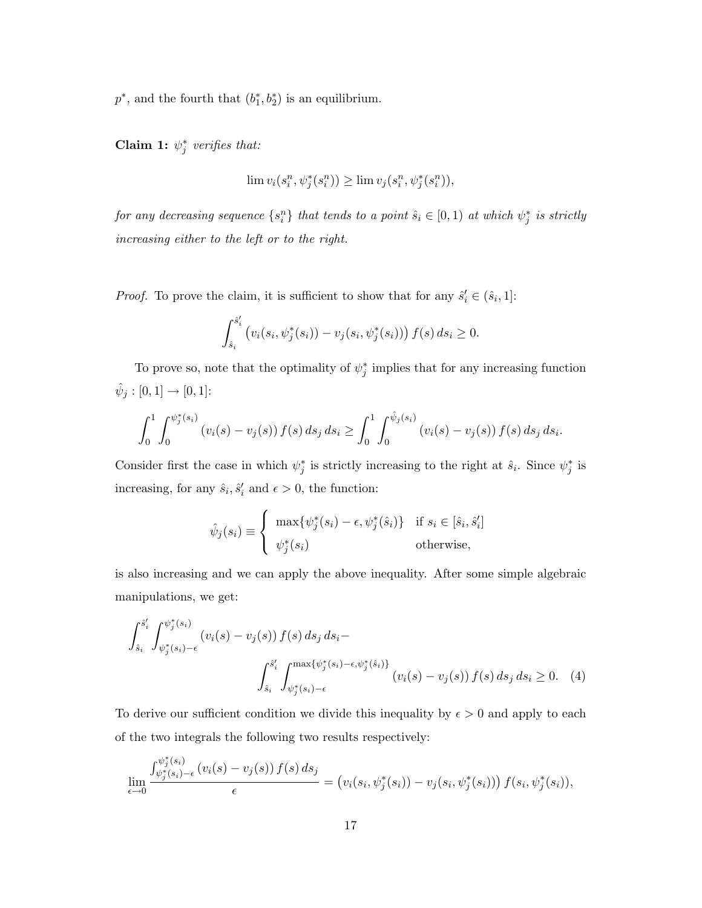$p^*$, and the fourth that $(b_1^*, b_2^*)$ is an equilibrium.

**Claim 1:** *$\psi_j^*$ verifies that:*

$$\lim v_i(s_i^n, \psi_j^*(s_i^n)) \geq \lim v_j(s_i^n, \psi_j^*(s_i^n)),$$

*for any decreasing sequence $\{s_i^n\}$ that tends to a point $\hat{s}_i \in [0,1)$ at which $\psi_j^*$ is strictly increasing either to the left or to the right.*

*Proof.* To prove the claim, it is sufficient to show that for any $\hat{s}_i' \in (\hat{s}_i, 1]$:

$$\int_{\hat{s}_i}^{\hat{s}_i'} \left( v_i(s_i, \psi_j^*(s_i)) - v_j(s_i, \psi_j^*(s_i)) \right) f(s)\, ds_i \geq 0.$$

To prove so, note that the optimality of $\psi_j^*$ implies that for any increasing function $\hat{\psi}_j : [0,1] \to [0,1]$:

$$\int_0^1 \int_0^{\psi_j^*(s_i)} (v_i(s) - v_j(s))\, f(s)\, ds_j\, ds_i \geq \int_0^1 \int_0^{\hat{\psi}_j(s_i)} (v_i(s) - v_j(s))\, f(s)\, ds_j\, ds_i.$$

Consider first the case in which $\psi_j^*$ is strictly increasing to the right at $\hat{s}_i$. Since $\psi_j^*$ is increasing, for any $\hat{s}_i, \hat{s}_i'$ and $\epsilon > 0$, the function:

$$\hat{\psi}_j(s_i) \equiv \begin{cases} \max\{\psi_j^*(s_i) - \epsilon, \psi_j^*(\hat{s}_i)\} & \text{if } s_i \in [\hat{s}_i, \hat{s}_i'] \\ \psi_j^*(s_i) & \text{otherwise,} \end{cases}$$

is also increasing and we can apply the above inequality. After some simple algebraic manipulations, we get:

$$\int_{\hat{s}_i}^{\hat{s}_i'} \int_{\psi_j^*(s_i)-\epsilon}^{\psi_j^*(s_i)} (v_i(s) - v_j(s))\, f(s)\, ds_j\, ds_i - \int_{\hat{s}_i}^{\hat{s}_i'} \int_{\psi_j^*(s_i)-\epsilon}^{\max\{\psi_j^*(s_i)-\epsilon, \psi_j^*(\hat{s}_i)\}} (v_i(s) - v_j(s))\, f(s)\, ds_j\, ds_i \geq 0. \quad (4)$$

To derive our sufficient condition we divide this inequality by $\epsilon > 0$ and apply to each of the two integrals the following two results respectively:

$$\lim_{\epsilon \to 0} \frac{\int_{\psi_j^*(s_i)-\epsilon}^{\psi_j^*(s_i)} (v_i(s) - v_j(s))\, f(s)\, ds_j}{\epsilon} = \left( v_i(s_i, \psi_j^*(s_i)) - v_j(s_i, \psi_j^*(s_i)) \right) f(s_i, \psi_j^*(s_i)),$$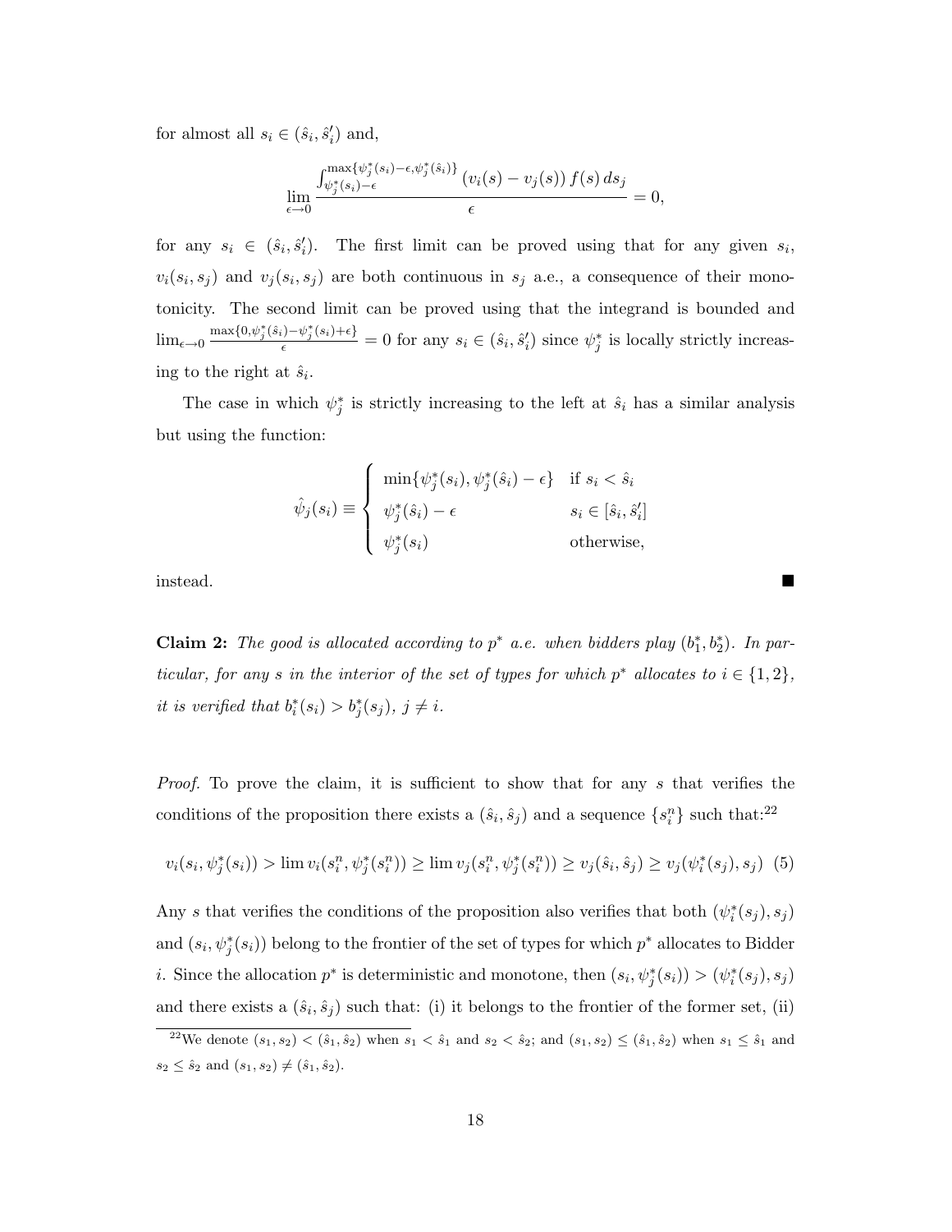for almost all $s_i \in (\hat{s}_i, \hat{s}_i')$ and,

$$\lim_{\epsilon \to 0} \frac{\int_{\psi_j^*(s_i)-\epsilon}^{\max\{\psi_j^*(s_i)-\epsilon, \psi_j^*(\hat{s}_i)\}} (v_i(s) - v_j(s)) f(s) \, ds_j}{\epsilon} = 0,$$

for any $s_i \in (\hat{s}_i, \hat{s}_i')$. The first limit can be proved using that for any given $s_i$, $v_i(s_i, s_j)$ and $v_j(s_i, s_j)$ are both continuous in $s_j$ a.e., a consequence of their monotonicity. The second limit can be proved using that the integrand is bounded and $\lim_{\epsilon \to 0} \frac{\max\{0, \psi_j^*(\hat{s}_i) - \psi_j^*(s_i) + \epsilon\}}{\epsilon} = 0$ for any $s_i \in (\hat{s}_i, \hat{s}_i')$ since $\psi_j^*$ is locally strictly increasing to the right at $\hat{s}_i$.

The case in which $\psi_j^*$ is strictly increasing to the left at $\hat{s}_i$ has a similar analysis but using the function:

$$\hat{\psi}_j(s_i) \equiv \begin{cases} \min\{\psi_j^*(s_i), \psi_j^*(\hat{s}_i) - \epsilon\} & \text{if } s_i < \hat{s}_i \\ \psi_j^*(\hat{s}_i) - \epsilon & s_i \in [\hat{s}_i, \hat{s}_i'] \\ \psi_j^*(s_i) & \text{otherwise,} \end{cases}$$

instead. ■

**Claim 2:** *The good is allocated according to $p^*$ a.e. when bidders play $(b_1^*, b_2^*)$. In particular, for any $s$ in the interior of the set of types for which $p^*$ allocates to $i \in \{1, 2\}$, it is verified that $b_i^*(s_i) > b_j^*(s_j)$, $j \neq i$.*

*Proof.* To prove the claim, it is sufficient to show that for any $s$ that verifies the conditions of the proposition there exists a $(\hat{s}_i, \hat{s}_j)$ and a sequence $\{s_i^n\}$ such that:[22]

$$v_i(s_i, \psi_j^*(s_i)) > \lim v_i(s_i^n, \psi_j^*(s_i^n)) \geq \lim v_j(s_i^n, \psi_j^*(s_i^n)) \geq v_j(\hat{s}_i, \hat{s}_j) \geq v_j(\psi_i^*(s_j), s_j) \quad (5)$$

Any $s$ that verifies the conditions of the proposition also verifies that both $(\psi_i^*(s_j), s_j)$ and $(s_i, \psi_j^*(s_i))$ belong to the frontier of the set of types for which $p^*$ allocates to Bidder $i$. Since the allocation $p^*$ is deterministic and monotone, then $(s_i, \psi_j^*(s_i)) > (\psi_i^*(s_j), s_j)$ and there exists a $(\hat{s}_i, \hat{s}_j)$ such that: (i) it belongs to the frontier of the former set, (ii)

[22] We denote $(s_1, s_2) < (\hat{s}_1, \hat{s}_2)$ when $s_1 < \hat{s}_1$ and $s_2 < \hat{s}_2$; and $(s_1, s_2) \leq (\hat{s}_1, \hat{s}_2)$ when $s_1 \leq \hat{s}_1$ and $s_2 \leq \hat{s}_2$ and $(s_1, s_2) \neq (\hat{s}_1, \hat{s}_2)$.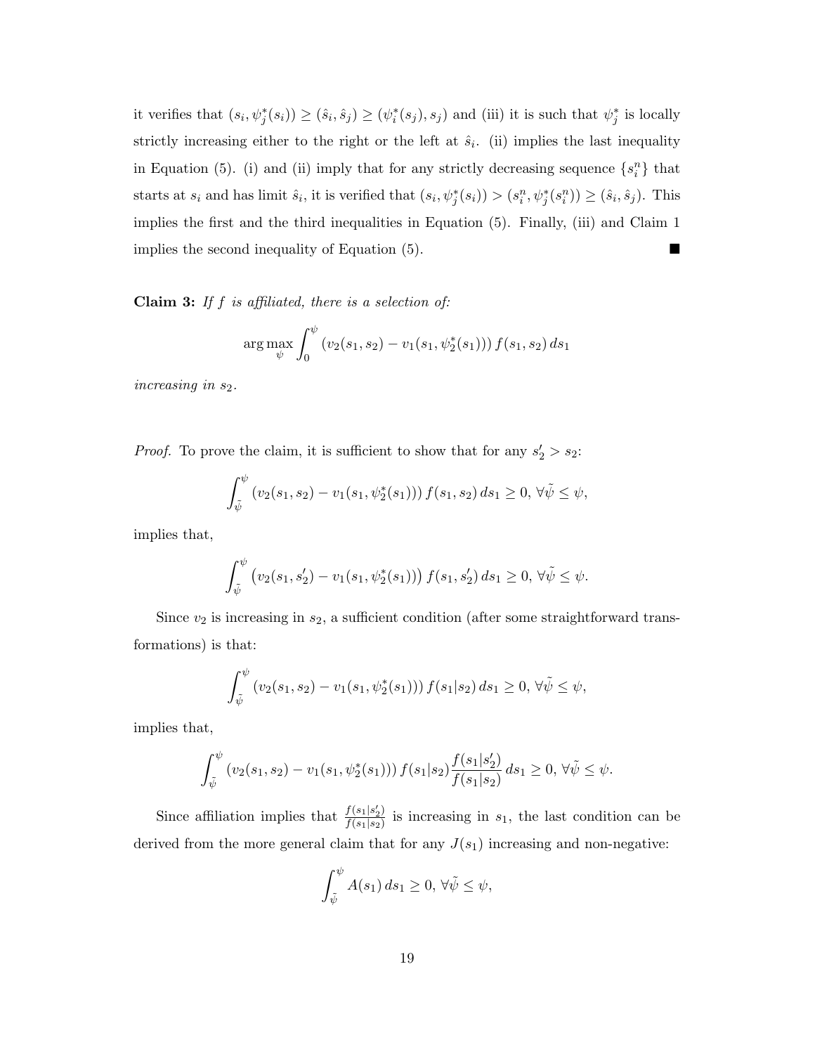it verifies that $(s_i, \psi_j^*(s_i)) \geq (\hat{s}_i, \hat{s}_j) \geq (\psi_i^*(s_j), s_j)$ and (iii) it is such that $\psi_j^*$ is locally strictly increasing either to the right or the left at $\hat{s}_i$. (ii) implies the last inequality in Equation (5). (i) and (ii) imply that for any strictly decreasing sequence $\{s_i^n\}$ that starts at $s_i$ and has limit $\hat{s}_i$, it is verified that $(s_i, \psi_j^*(s_i)) > (s_i^n, \psi_j^*(s_i^n)) \geq (\hat{s}_i, \hat{s}_j)$. This implies the first and the third inequalities in Equation (5). Finally, (iii) and Claim 1 implies the second inequality of Equation (5). ■

**Claim 3:** *If $f$ is affiliated, there is a selection of:*

$$\arg\max_{\psi} \int_0^{\psi} (v_2(s_1, s_2) - v_1(s_1, \psi_2^*(s_1)))\, f(s_1, s_2)\, ds_1$$

*increasing in $s_2$.*

*Proof.* To prove the claim, it is sufficient to show that for any $s_2' > s_2$:

$$\int_{\tilde{\psi}}^{\psi} (v_2(s_1, s_2) - v_1(s_1, \psi_2^*(s_1)))\, f(s_1, s_2)\, ds_1 \geq 0,\ \forall \tilde{\psi} \leq \psi,$$

implies that,

$$\int_{\tilde{\psi}}^{\psi} \left(v_2(s_1, s_2') - v_1(s_1, \psi_2^*(s_1))\right) f(s_1, s_2')\, ds_1 \geq 0,\ \forall \tilde{\psi} \leq \psi.$$

Since $v_2$ is increasing in $s_2$, a sufficient condition (after some straightforward transformations) is that:

$$\int_{\tilde{\psi}}^{\psi} (v_2(s_1, s_2) - v_1(s_1, \psi_2^*(s_1)))\, f(s_1|s_2)\, ds_1 \geq 0,\ \forall \tilde{\psi} \leq \psi,$$

implies that,

$$\int_{\tilde{\psi}}^{\psi} (v_2(s_1, s_2) - v_1(s_1, \psi_2^*(s_1)))\, f(s_1|s_2) \frac{f(s_1|s_2')}{f(s_1|s_2)}\, ds_1 \geq 0,\ \forall \tilde{\psi} \leq \psi.$$

Since affiliation implies that $\frac{f(s_1|s_2')}{f(s_1|s_2)}$ is increasing in $s_1$, the last condition can be derived from the more general claim that for any $J(s_1)$ increasing and non-negative:

$$\int_{\tilde{\psi}}^{\psi} A(s_1)\, ds_1 \geq 0,\ \forall \tilde{\psi} \leq \psi,$$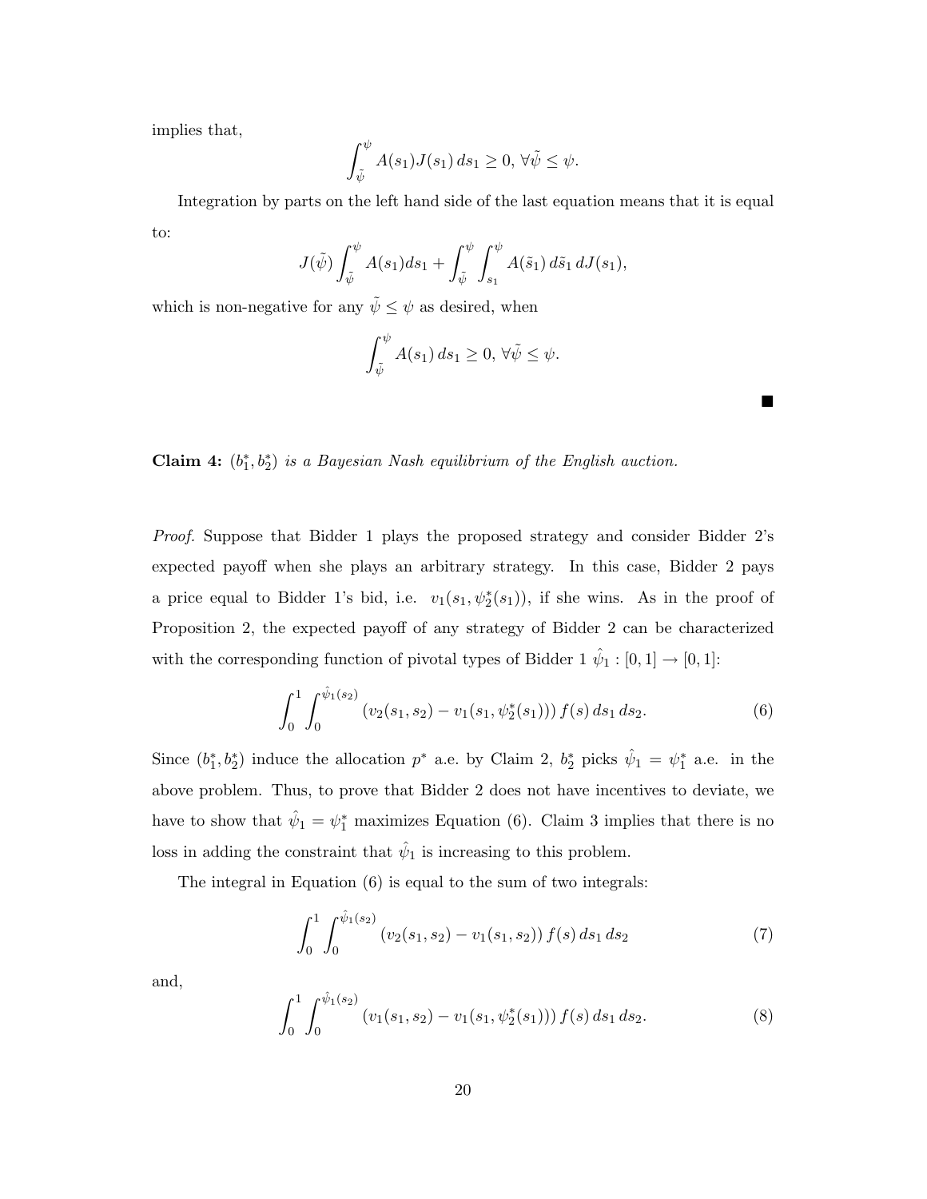implies that,

$$\int_{\tilde{\psi}}^{\psi} A(s_1)J(s_1)\,ds_1 \geq 0,\ \forall \tilde{\psi} \leq \psi.$$

Integration by parts on the left hand side of the last equation means that it is equal to:

$$J(\tilde{\psi})\int_{\tilde{\psi}}^{\psi} A(s_1)ds_1 + \int_{\tilde{\psi}}^{\psi}\int_{s_1}^{\psi} A(\tilde{s}_1)\,d\tilde{s}_1\,dJ(s_1),$$

which is non-negative for any $\tilde{\psi} \leq \psi$ as desired, when

$$\int_{\tilde{\psi}}^{\psi} A(s_1)\,ds_1 \geq 0,\ \forall \tilde{\psi} \leq \psi.$$

■

**Claim 4:** *$(b_1^*, b_2^*)$ is a Bayesian Nash equilibrium of the English auction.*

*Proof.* Suppose that Bidder 1 plays the proposed strategy and consider Bidder 2's expected payoff when she plays an arbitrary strategy. In this case, Bidder 2 pays a price equal to Bidder 1's bid, i.e. $v_1(s_1, \psi_2^*(s_1))$, if she wins. As in the proof of Proposition 2, the expected payoff of any strategy of Bidder 2 can be characterized with the corresponding function of pivotal types of Bidder 1 $\hat{\psi}_1 : [0,1] \to [0,1]$:

$$\int_0^1 \int_0^{\hat{\psi}_1(s_2)} \left(v_2(s_1, s_2) - v_1(s_1, \psi_2^*(s_1))\right) f(s)\,ds_1\,ds_2. \tag{6}$$

Since $(b_1^*, b_2^*)$ induce the allocation $p^*$ a.e. by Claim 2, $b_2^*$ picks $\hat{\psi}_1 = \psi_1^*$ a.e. in the above problem. Thus, to prove that Bidder 2 does not have incentives to deviate, we have to show that $\hat{\psi}_1 = \psi_1^*$ maximizes Equation (6). Claim 3 implies that there is no loss in adding the constraint that $\hat{\psi}_1$ is increasing to this problem.

The integral in Equation (6) is equal to the sum of two integrals:

$$\int_0^1 \int_0^{\hat{\psi}_1(s_2)} \left(v_2(s_1, s_2) - v_1(s_1, s_2)\right) f(s)\,ds_1\,ds_2 \tag{7}$$

and,

$$\int_0^1 \int_0^{\hat{\psi}_1(s_2)} \left(v_1(s_1, s_2) - v_1(s_1, \psi_2^*(s_1))\right) f(s)\,ds_1\,ds_2. \tag{8}$$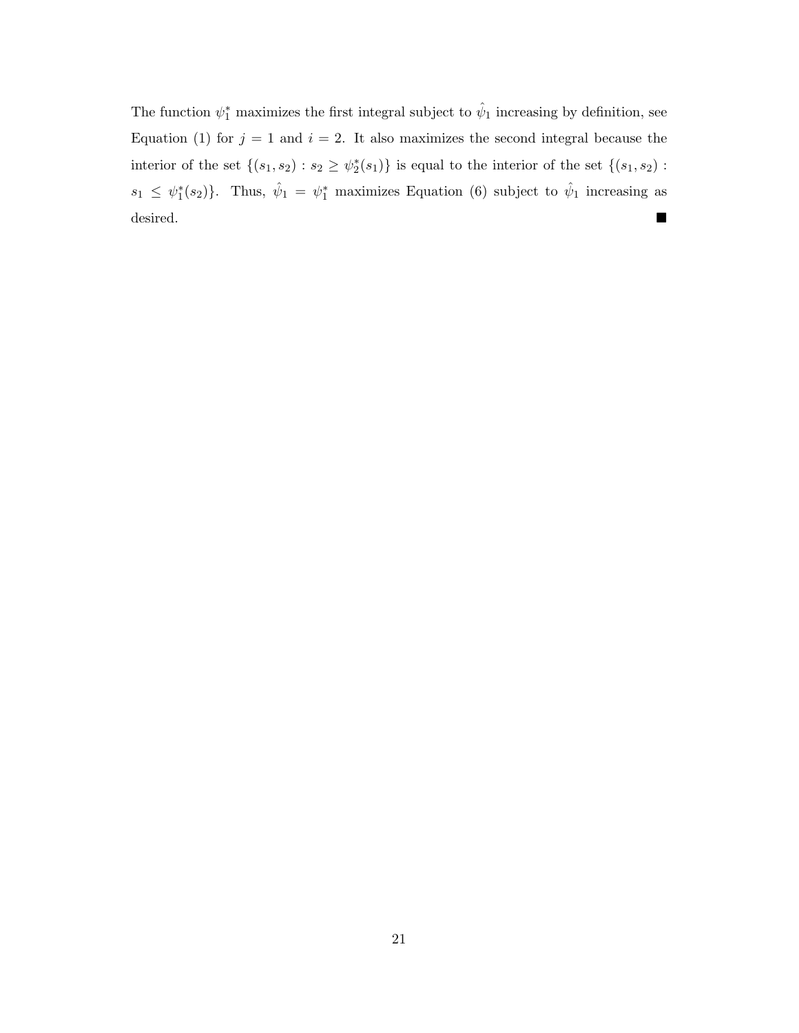The function $\psi_1^*$ maximizes the first integral subject to $\hat{\psi}_1$ increasing by definition, see Equation (1) for $j = 1$ and $i = 2$. It also maximizes the second integral because the interior of the set $\{(s_1, s_2) : s_2 \geq \psi_2^*(s_1)\}$ is equal to the interior of the set $\{(s_1, s_2) : s_1 \leq \psi_1^*(s_2)\}$. Thus, $\hat{\psi}_1 = \psi_1^*$ maximizes Equation (6) subject to $\hat{\psi}_1$ increasing as desired. ∎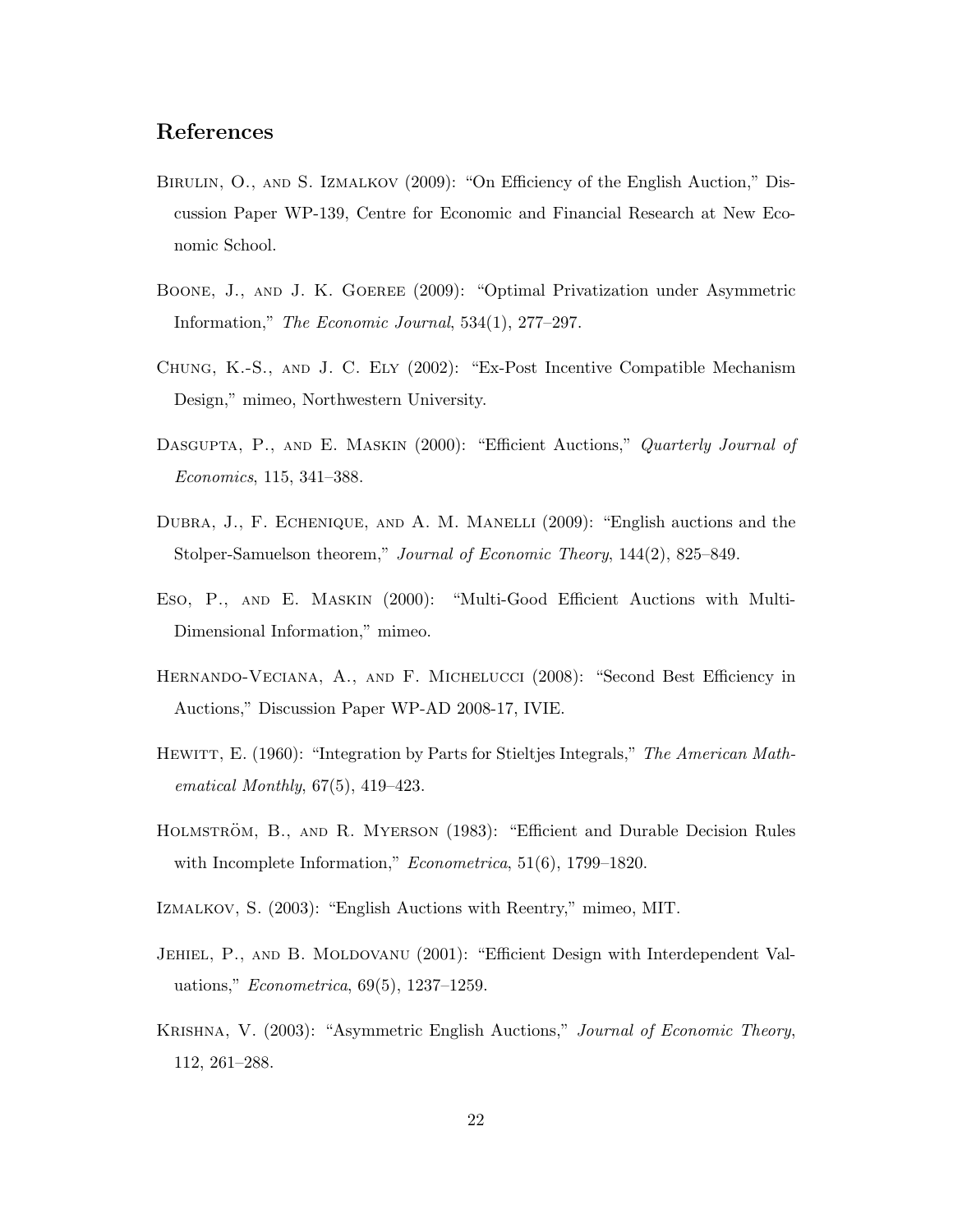## References

Birulin, O., and S. Izmalkov (2009): "On Efficiency of the English Auction," Discussion Paper WP-139, Centre for Economic and Financial Research at New Economic School.

Boone, J., and J. K. Goeree (2009): "Optimal Privatization under Asymmetric Information," *The Economic Journal*, 534(1), 277–297.

Chung, K.-S., and J. C. Ely (2002): "Ex-Post Incentive Compatible Mechanism Design," mimeo, Northwestern University.

Dasgupta, P., and E. Maskin (2000): "Efficient Auctions," *Quarterly Journal of Economics*, 115, 341–388.

Dubra, J., F. Echenique, and A. M. Manelli (2009): "English auctions and the Stolper-Samuelson theorem," *Journal of Economic Theory*, 144(2), 825–849.

Eso, P., and E. Maskin (2000): "Multi-Good Efficient Auctions with Multi-Dimensional Information," mimeo.

Hernando-Veciana, A., and F. Michelucci (2008): "Second Best Efficiency in Auctions," Discussion Paper WP-AD 2008-17, IVIE.

Hewitt, E. (1960): "Integration by Parts for Stieltjes Integrals," *The American Mathematical Monthly*, 67(5), 419–423.

Holmström, B., and R. Myerson (1983): "Efficient and Durable Decision Rules with Incomplete Information," *Econometrica*, 51(6), 1799–1820.

Izmalkov, S. (2003): "English Auctions with Reentry," mimeo, MIT.

Jehiel, P., and B. Moldovanu (2001): "Efficient Design with Interdependent Valuations," *Econometrica*, 69(5), 1237–1259.

Krishna, V. (2003): "Asymmetric English Auctions," *Journal of Economic Theory*, 112, 261–288.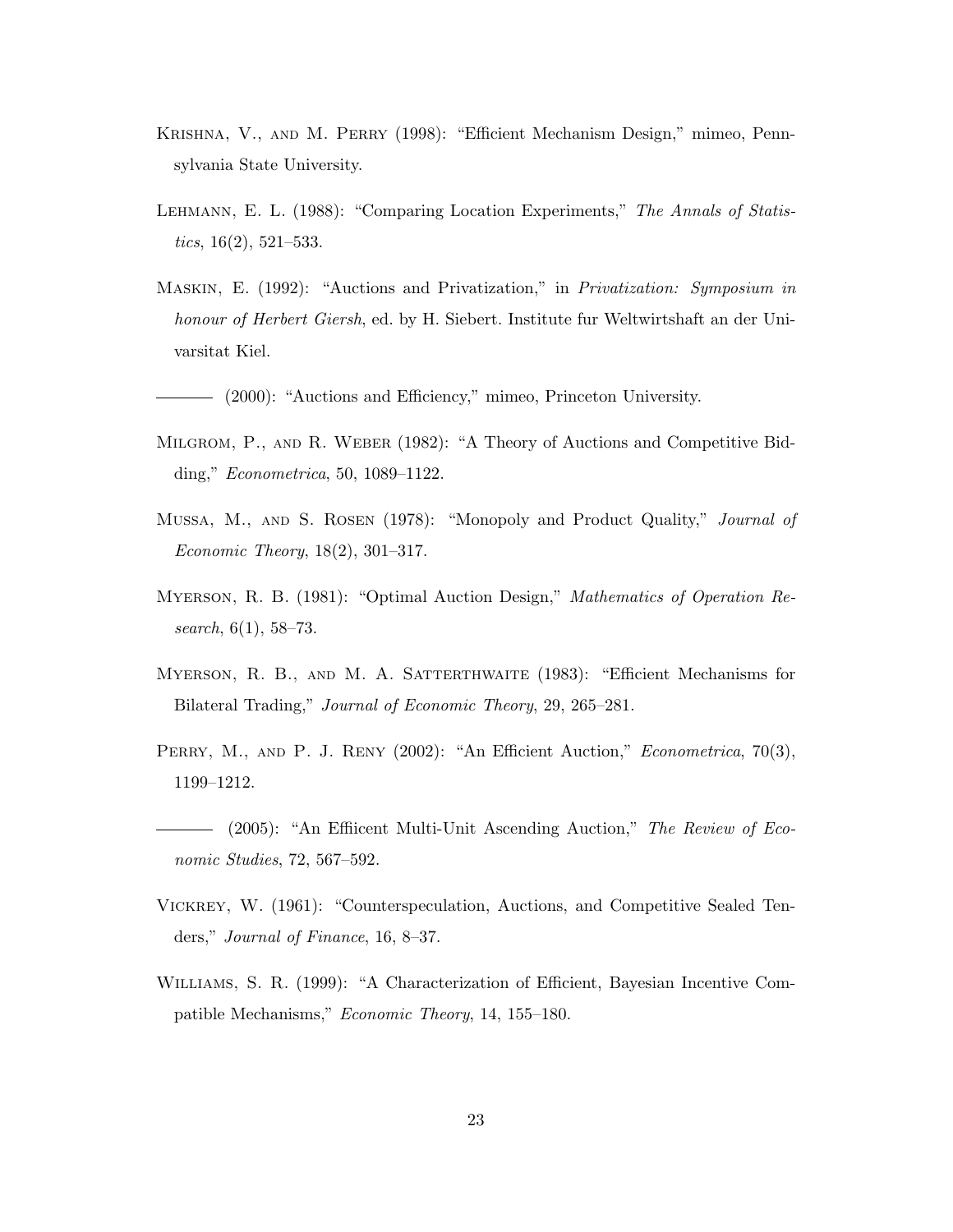Krishna, V., and M. Perry (1998): "Efficient Mechanism Design," mimeo, Pennsylvania State University.

Lehmann, E. L. (1988): "Comparing Location Experiments," *The Annals of Statistics*, 16(2), 521–533.

Maskin, E. (1992): "Auctions and Privatization," in *Privatization: Symposium in honour of Herbert Giersh*, ed. by H. Siebert. Institute fur Weltwirtshaft an der Univarsitat Kiel.

——— (2000): "Auctions and Efficiency," mimeo, Princeton University.

Milgrom, P., and R. Weber (1982): "A Theory of Auctions and Competitive Bidding," *Econometrica*, 50, 1089–1122.

Mussa, M., and S. Rosen (1978): "Monopoly and Product Quality," *Journal of Economic Theory*, 18(2), 301–317.

Myerson, R. B. (1981): "Optimal Auction Design," *Mathematics of Operation Research*, 6(1), 58–73.

Myerson, R. B., and M. A. Satterthwaite (1983): "Efficient Mechanisms for Bilateral Trading," *Journal of Economic Theory*, 29, 265–281.

Perry, M., and P. J. Reny (2002): "An Efficient Auction," *Econometrica*, 70(3), 1199–1212.

——— (2005): "An Effiicent Multi-Unit Ascending Auction," *The Review of Economic Studies*, 72, 567–592.

Vickrey, W. (1961): "Counterspeculation, Auctions, and Competitive Sealed Tenders," *Journal of Finance*, 16, 8–37.

Williams, S. R. (1999): "A Characterization of Efficient, Bayesian Incentive Compatible Mechanisms," *Economic Theory*, 14, 155–180.